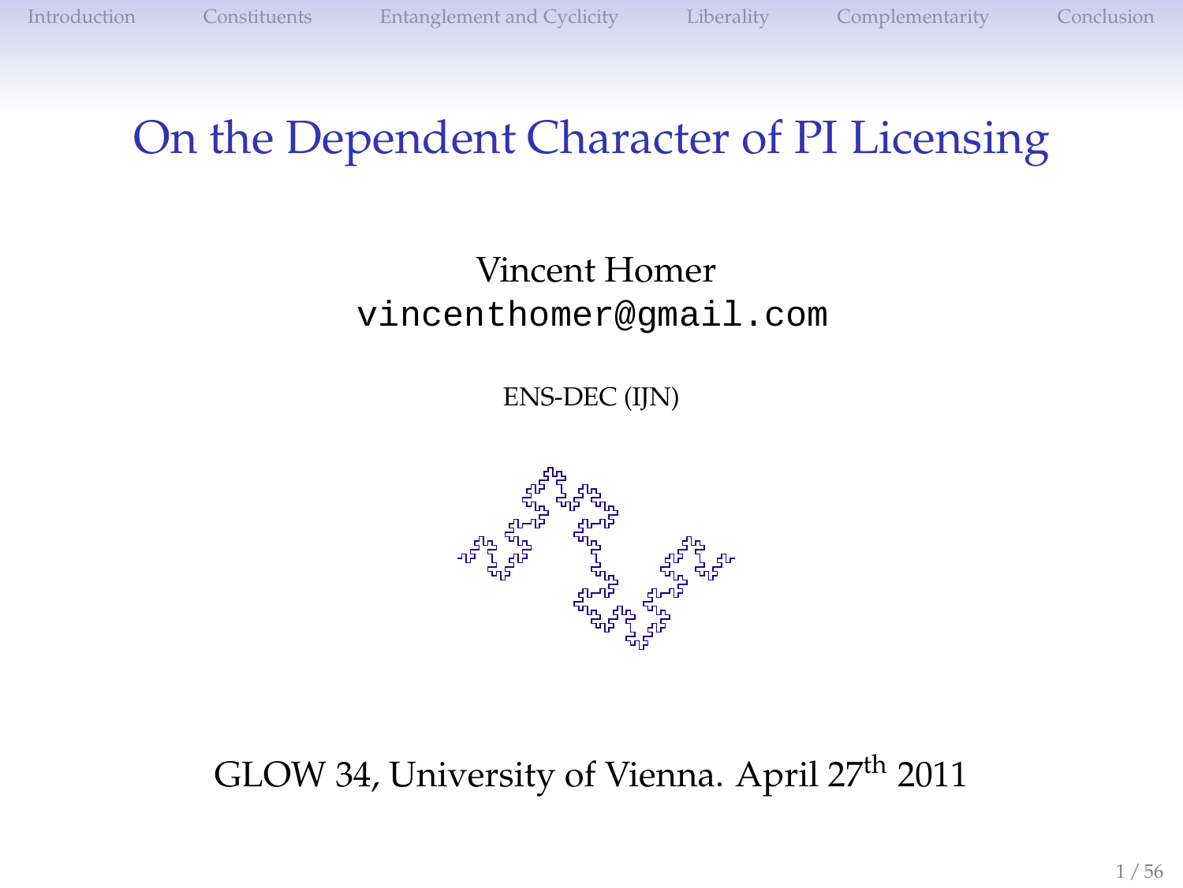# On the Dependent Character of PI Licensing

Vincent Homer
`vincenthomer@gmail.com`

ENS-DEC (IJN)

GLOW 34, University of Vienna. April 27th 2011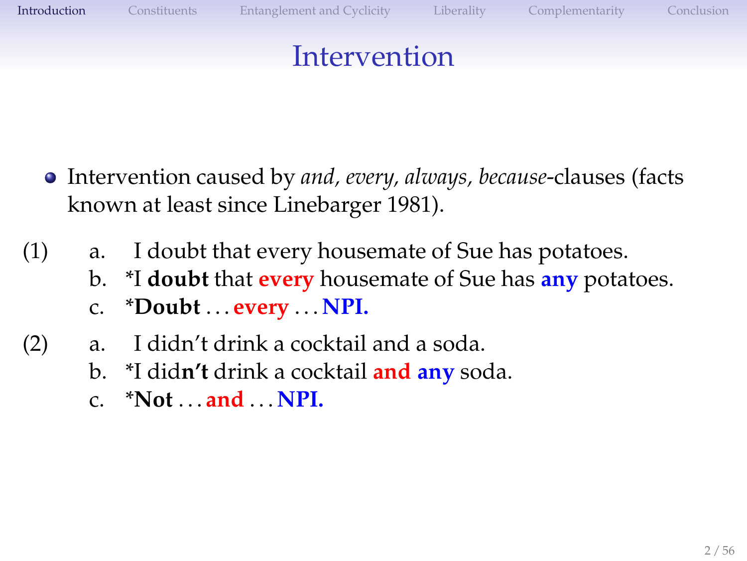# Intervention

- Intervention caused by *and*, *every*, *always*, *because*-clauses (facts known at least since Linebarger 1981).

(1)
  a. I doubt that every housemate of Sue has potatoes.
  b. *I **doubt** that **every** housemate of Sue has **any** potatoes.
  c. ***Doubt** . . . **every** . . . **NPI.**

(2)
  a. I didn't drink a cocktail and a soda.
  b. *I did**n't** drink a cocktail **and** **any** soda.
  c. ***Not** . . . **and** . . . **NPI.**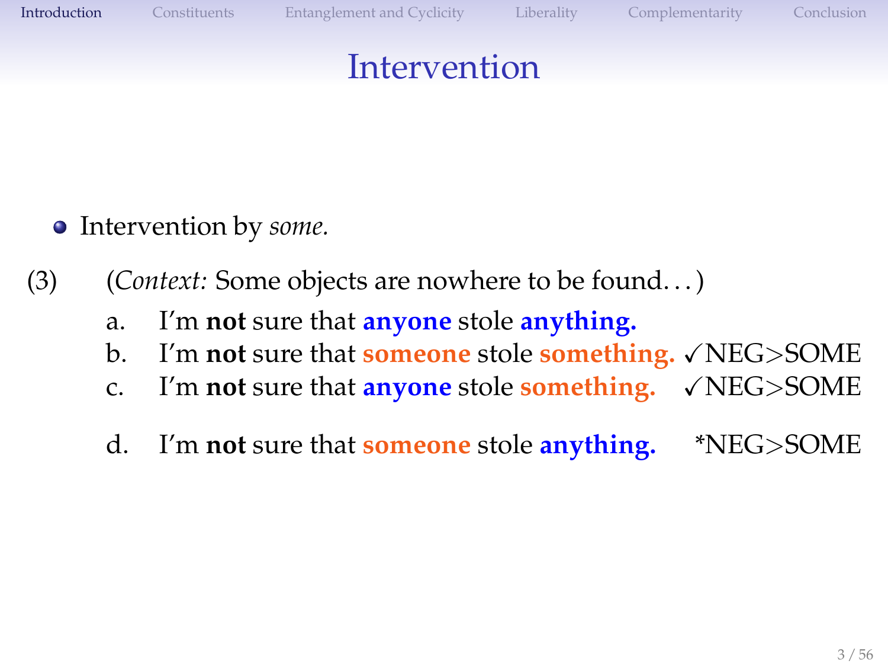# Intervention

- Intervention by *some.*

(3) (*Context:* Some objects are nowhere to be found...)

a. I'm **not** sure that **anyone** stole **anything.**

b. I'm **not** sure that **someone** stole **something.** ✓NEG>SOME

c. I'm **not** sure that **anyone** stole **something.** ✓NEG>SOME

d. I'm **not** sure that **someone** stole **anything.** *NEG>SOME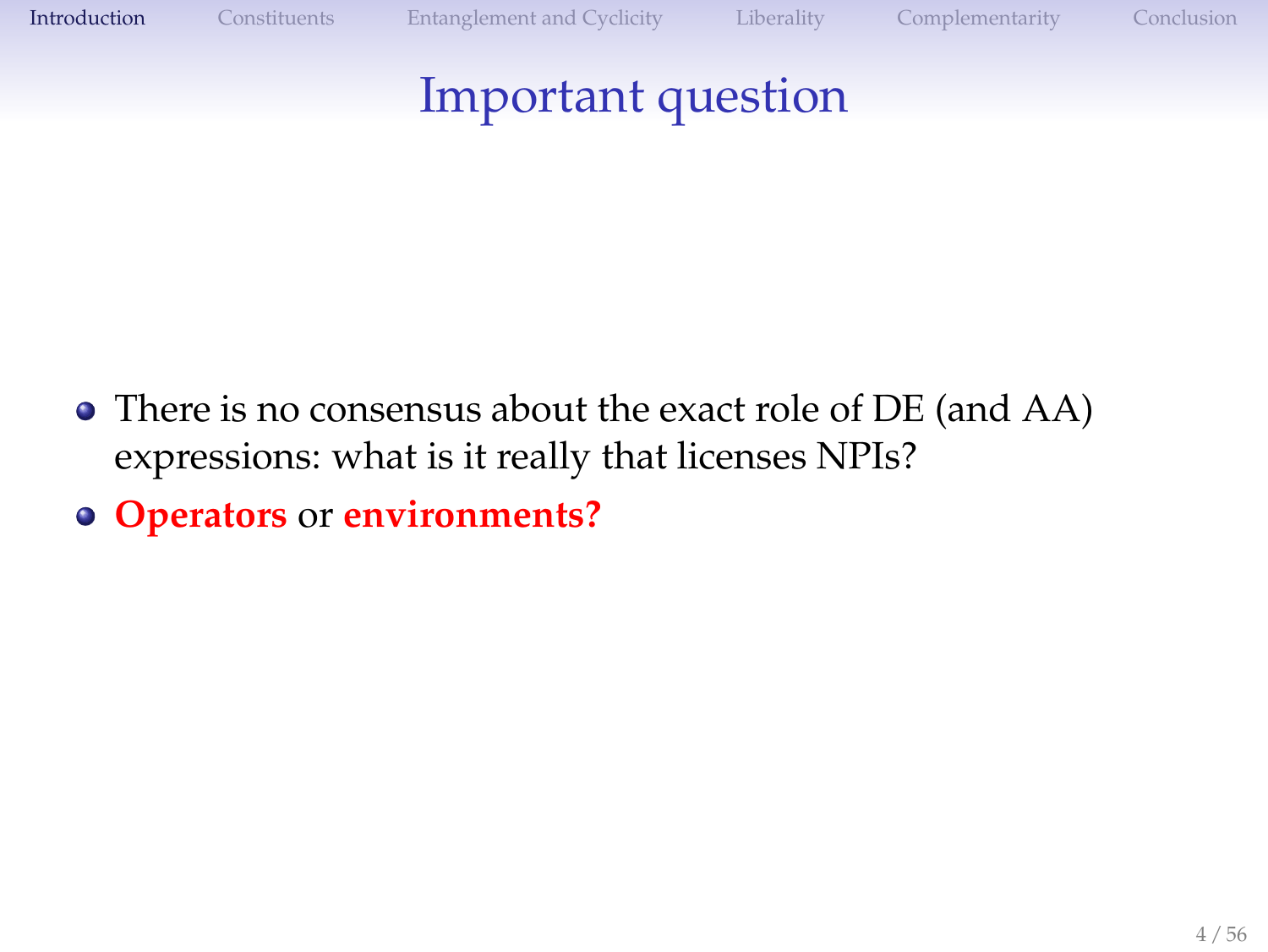# Important question

- There is no consensus about the exact role of DE (and AA) expressions: what is it really that licenses NPIs?
- **Operators** or **environments?**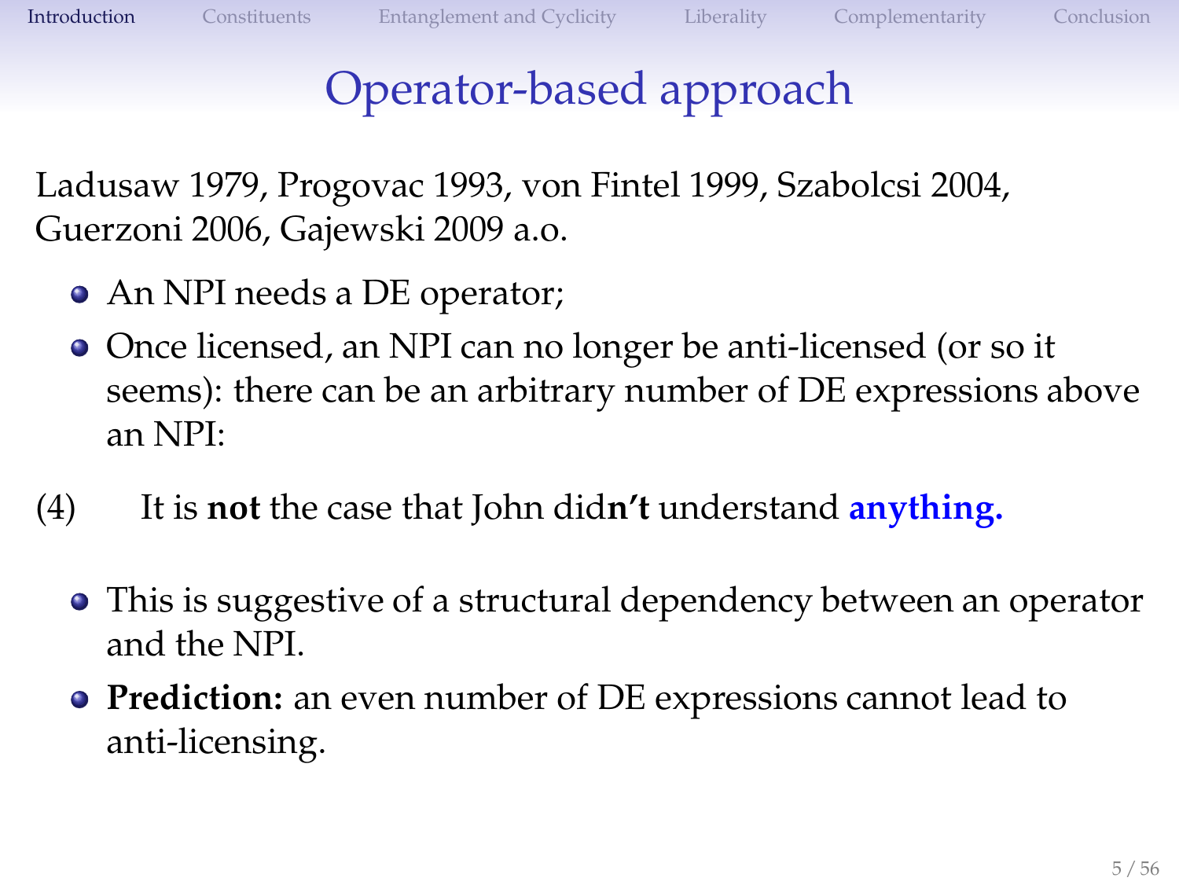# Operator-based approach

Ladusaw 1979, Progovac 1993, von Fintel 1999, Szabolcsi 2004, Guerzoni 2006, Gajewski 2009 a.o.

- An NPI needs a DE operator;
- Once licensed, an NPI can no longer be anti-licensed (or so it seems): there can be an arbitrary number of DE expressions above an NPI:

(4) It is **not** the case that John did**n't** understand **anything.**

- This is suggestive of a structural dependency between an operator and the NPI.
- **Prediction:** an even number of DE expressions cannot lead to anti-licensing.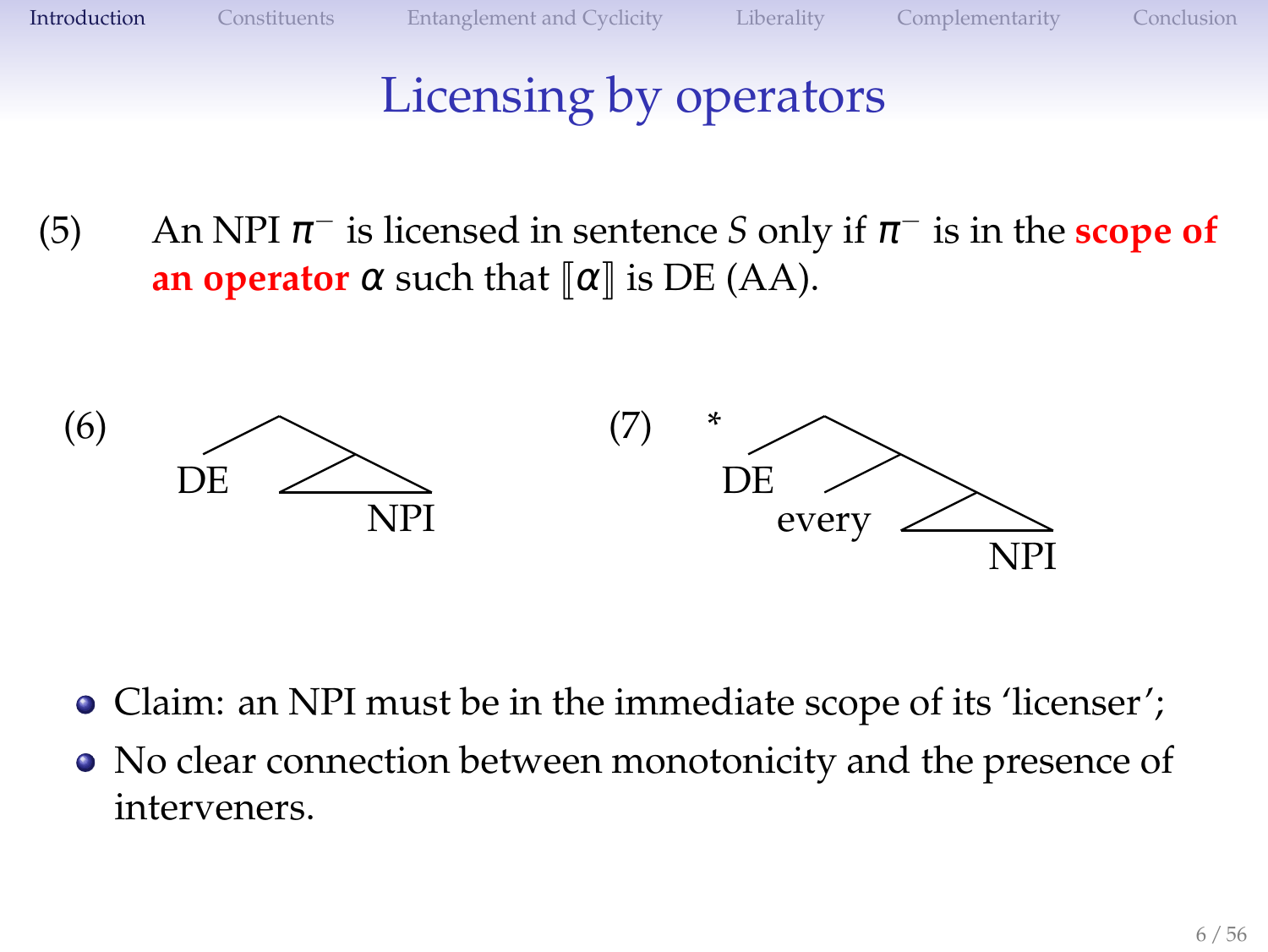# Licensing by operators

(5) An NPI $\pi^-$ is licensed in sentence $S$ only if $\pi^-$ is in the **scope of an operator** $\alpha$ such that $[\![\alpha]\!]$ is DE (AA).

(6) [DE [ ... NPI ]]

(7) * [DE [every [ ... NPI ]]]

- Claim: an NPI must be in the immediate scope of its 'licenser';
- No clear connection between monotonicity and the presence of interveners.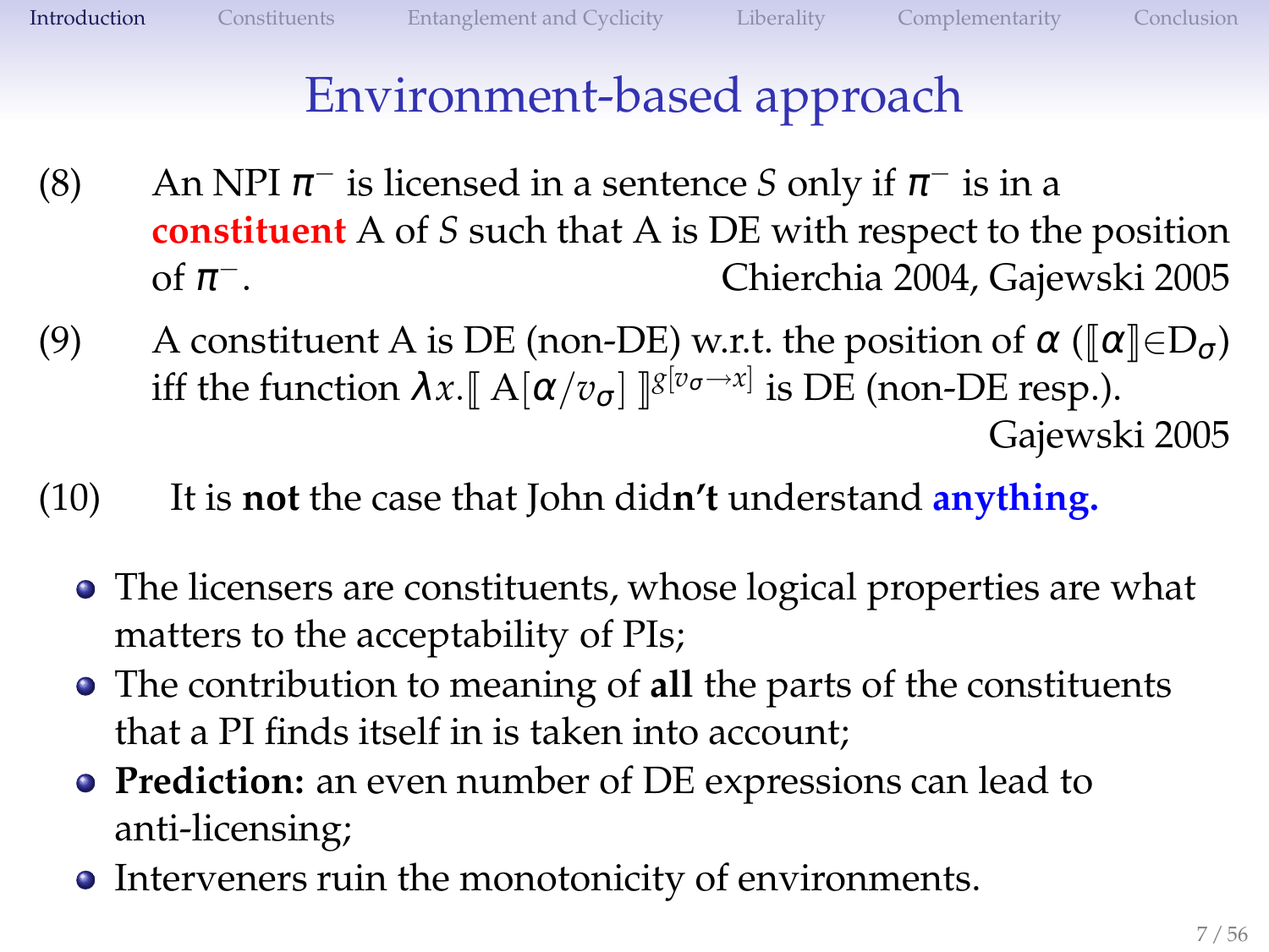# Environment-based approach

(8) An NPI $\pi^-$ is licensed in a sentence $S$ only if $\pi^-$ is in a **constituent** A of $S$ such that A is DE with respect to the position of $\pi^-$. Chierchia 2004, Gajewski 2005

(9) A constituent A is DE (non-DE) w.r.t. the position of $\alpha$ ($[\![\alpha]\!] \in D_\sigma$) iff the function $\lambda x.[\![ A[\alpha/v_\sigma] ]\!]^{g[v_\sigma \rightarrow x]}$ is DE (non-DE resp.). Gajewski 2005

(10) It is **not** the case that John did**n't** understand **anything.**

- The licensers are constituents, whose logical properties are what matters to the acceptability of PIs;
- The contribution to meaning of **all** the parts of the constituents that a PI finds itself in is taken into account;
- **Prediction:** an even number of DE expressions can lead to anti-licensing;
- Interveners ruin the monotonicity of environments.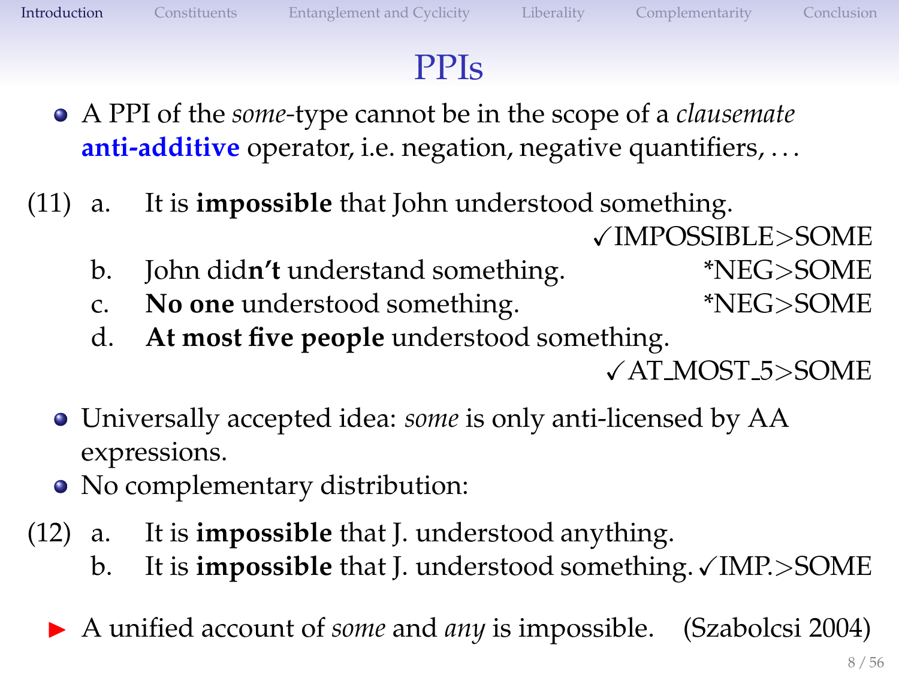# PPIs

- A PPI of the *some*-type cannot be in the scope of a *clausemate* **anti-additive** operator, i.e. negation, negative quantifiers, …

(11) a. It is **impossible** that John understood something. ✓IMPOSSIBLE>SOME

b. John did**n't** understand something. *NEG>SOME

c. **No one** understood something. *NEG>SOME

d. **At most five people** understood something. ✓AT_MOST_5>SOME

- Universally accepted idea: *some* is only anti-licensed by AA expressions.
- No complementary distribution:

(12) a. It is **impossible** that J. understood anything.

b. It is **impossible** that J. understood something. ✓IMP.>SOME

► A unified account of *some* and *any* is impossible. (Szabolcsi 2004)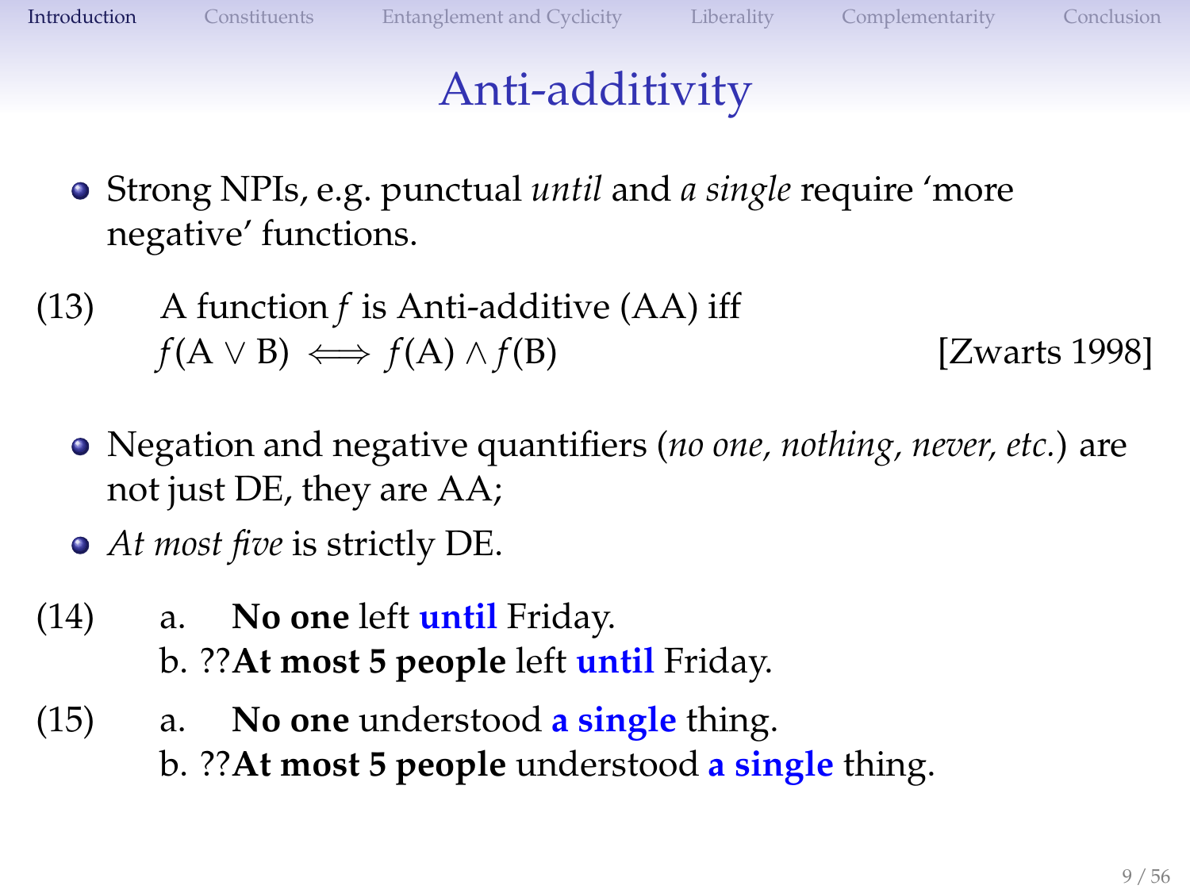# Anti-additivity

- Strong NPIs, e.g. punctual *until* and *a single* require 'more negative' functions.

(13) A function $f$ is Anti-additive (AA) iff
$f(A \vee B) \iff f(A) \wedge f(B)$ [Zwarts 1998]

- Negation and negative quantifiers (*no one*, *nothing*, *never*, *etc.*) are not just DE, they are AA;
- *At most five* is strictly DE.

(14) a. **No one** left **until** Friday.
b. ??**At most 5 people** left **until** Friday.

(15) a. **No one** understood **a single** thing.
b. ??**At most 5 people** understood **a single** thing.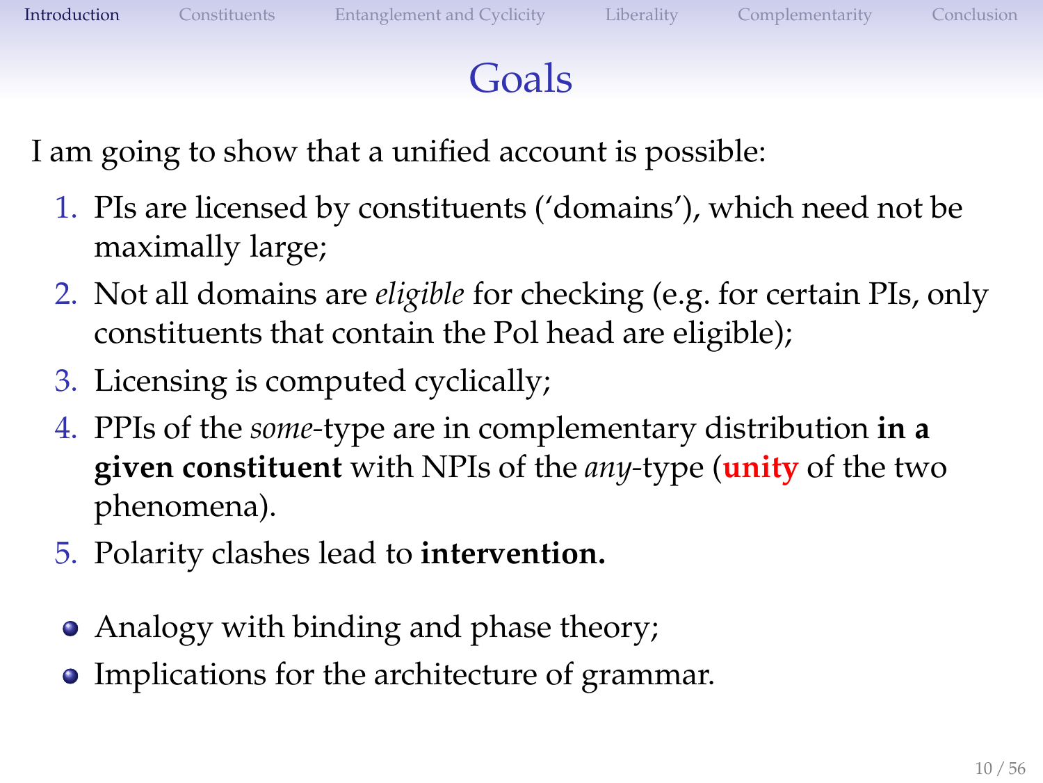# Goals

I am going to show that a unified account is possible:

1. PIs are licensed by constituents ('domains'), which need not be maximally large;
2. Not all domains are *eligible* for checking (e.g. for certain PIs, only constituents that contain the Pol head are eligible);
3. Licensing is computed cyclically;
4. PPIs of the *some*-type are in complementary distribution **in a given constituent** with NPIs of the *any*-type (**unity** of the two phenomena).
5. Polarity clashes lead to **intervention.**

- Analogy with binding and phase theory;
- Implications for the architecture of grammar.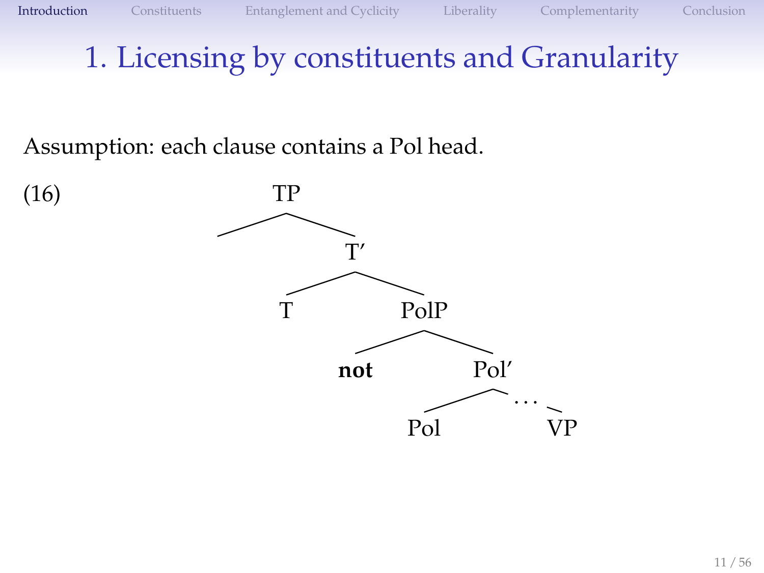# 1. Licensing by constituents and Granularity

Assumption: each clause contains a Pol head.

(16)

```
TP
├── (empty)
└── T′
    ├── T
    └── PolP
        ├── not
        └── Pol′
            ├── Pol
            └── … VP
```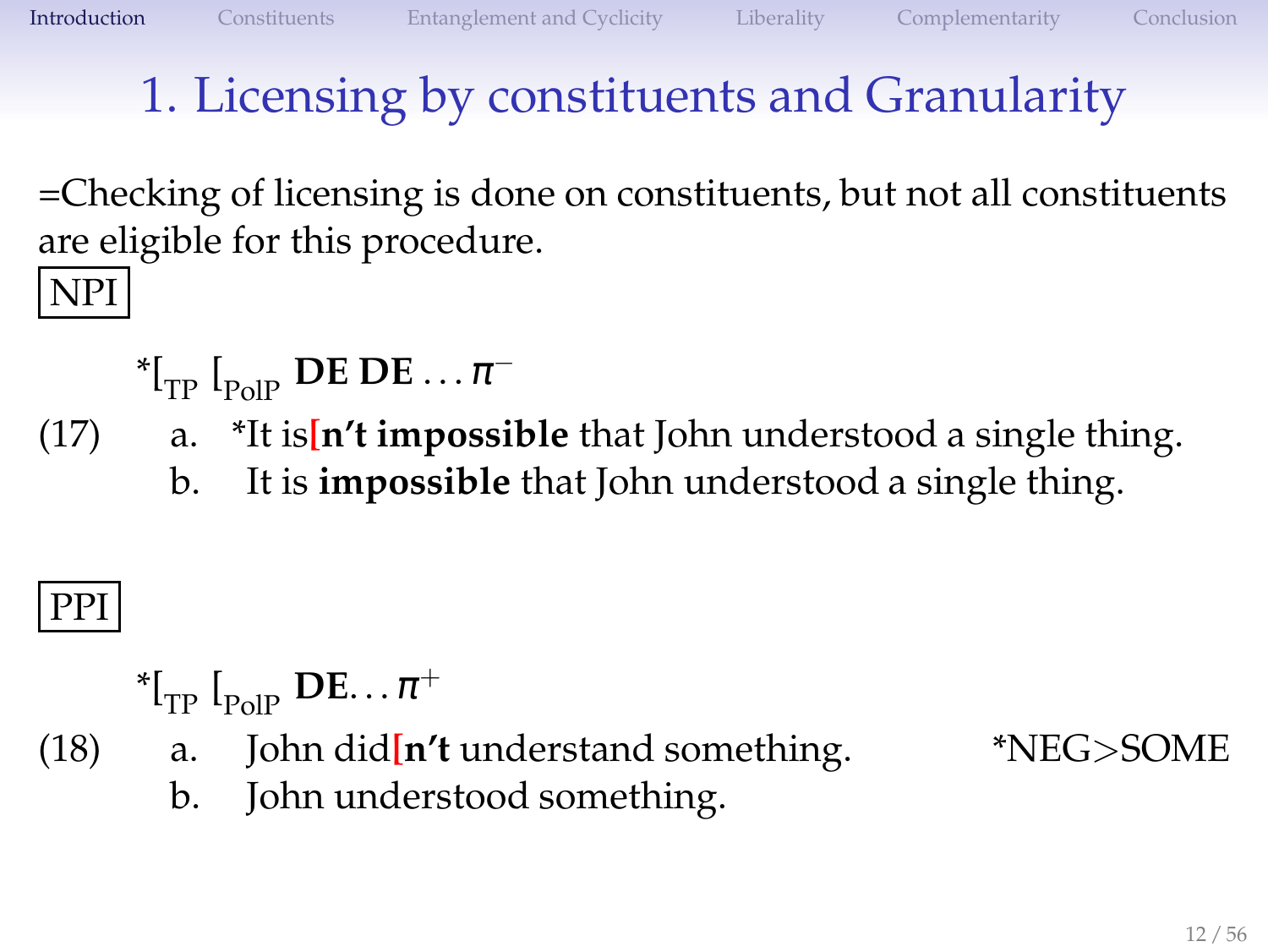# 1. Licensing by constituents and Granularity

=Checking of licensing is done on constituents, but not all constituents are eligible for this procedure.

NPI

*[$_{\text{TP}}$ [$_{\text{PolP}}$ **DE DE** … $\pi^{-}$

(17) a. *It is[**n't impossible** that John understood a single thing.
  b. It is **impossible** that John understood a single thing.

PPI

*[$_{\text{TP}}$ [$_{\text{PolP}}$ **DE**… $\pi^{+}$

(18) a. John did[**n't** understand something. *NEG>SOME
  b. John understood something.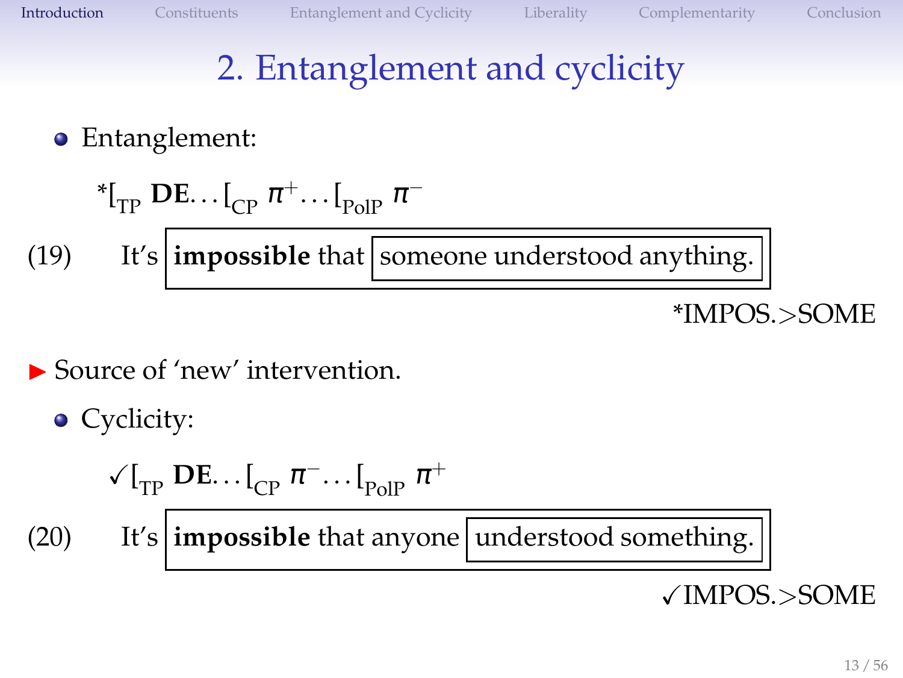## 2. Entanglement and cyclicity

- Entanglement:

  *$[_{\text{TP}}$ **DE**... $[_{\text{CP}}$ $\pi^{+}$... $[_{\text{PolP}}$ $\pi^{-}$

(19) It's [ **impossible** that [ someone understood anything. ] ]

*IMPOS.>SOME

- Source of 'new' intervention.

- Cyclicity:

  ✓$[_{\text{TP}}$ **DE**... $[_{\text{CP}}$ $\pi^{-}$... $[_{\text{PolP}}$ $\pi^{+}$

(20) It's [ **impossible** that anyone [ understood something. ] ]

✓IMPOS.>SOME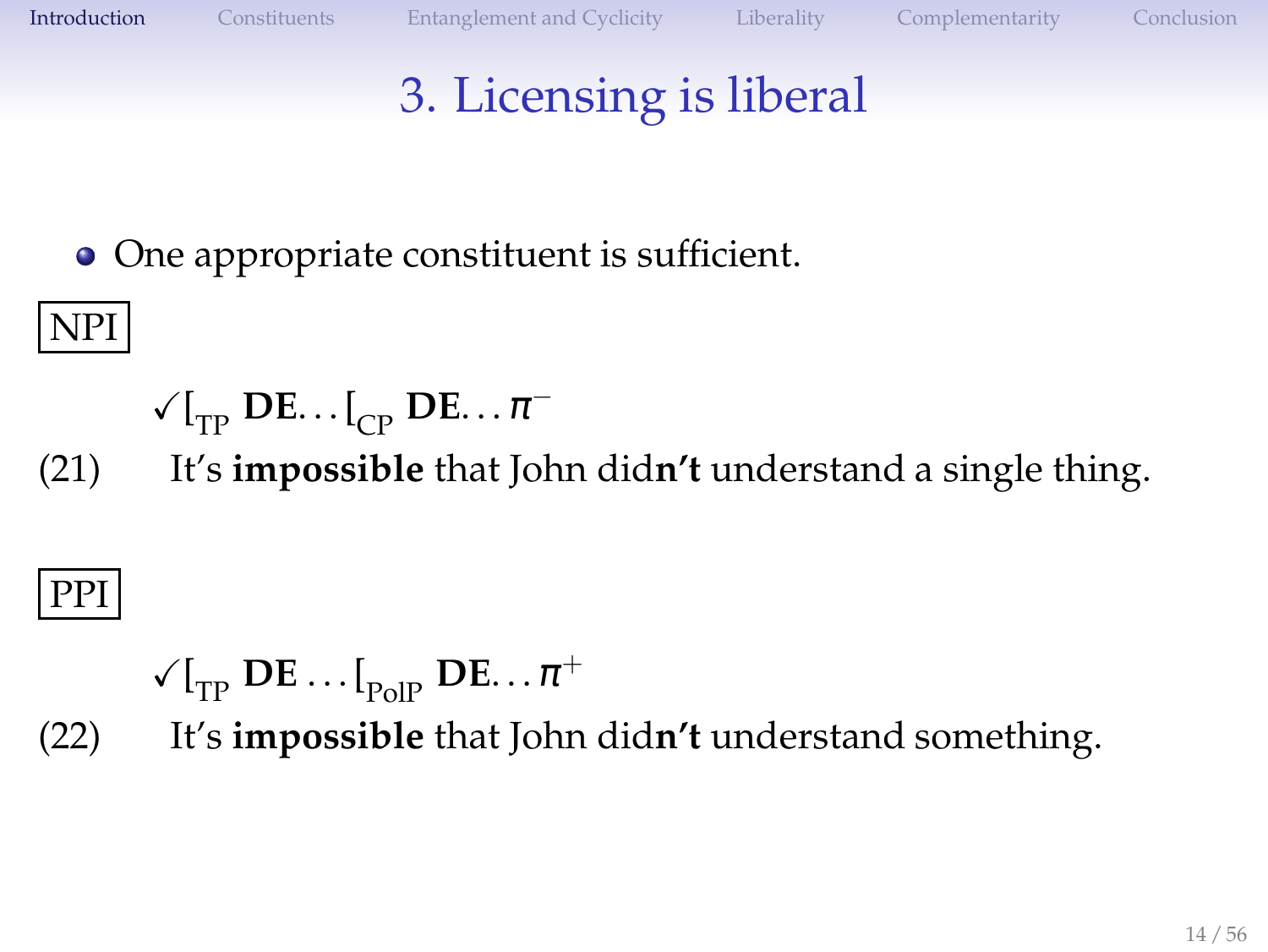# 3. Licensing is liberal

- One appropriate constituent is sufficient.

NPI

✓$[_{\text{TP}}$ **DE**... $[_{\text{CP}}$ **DE**... $\pi^{-}$

(21) It's **impossible** that John did**n't** understand a single thing.

PPI

✓$[_{\text{TP}}$ **DE** ... $[_{\text{PolP}}$ **DE**... $\pi^{+}$

(22) It's **impossible** that John did**n't** understand something.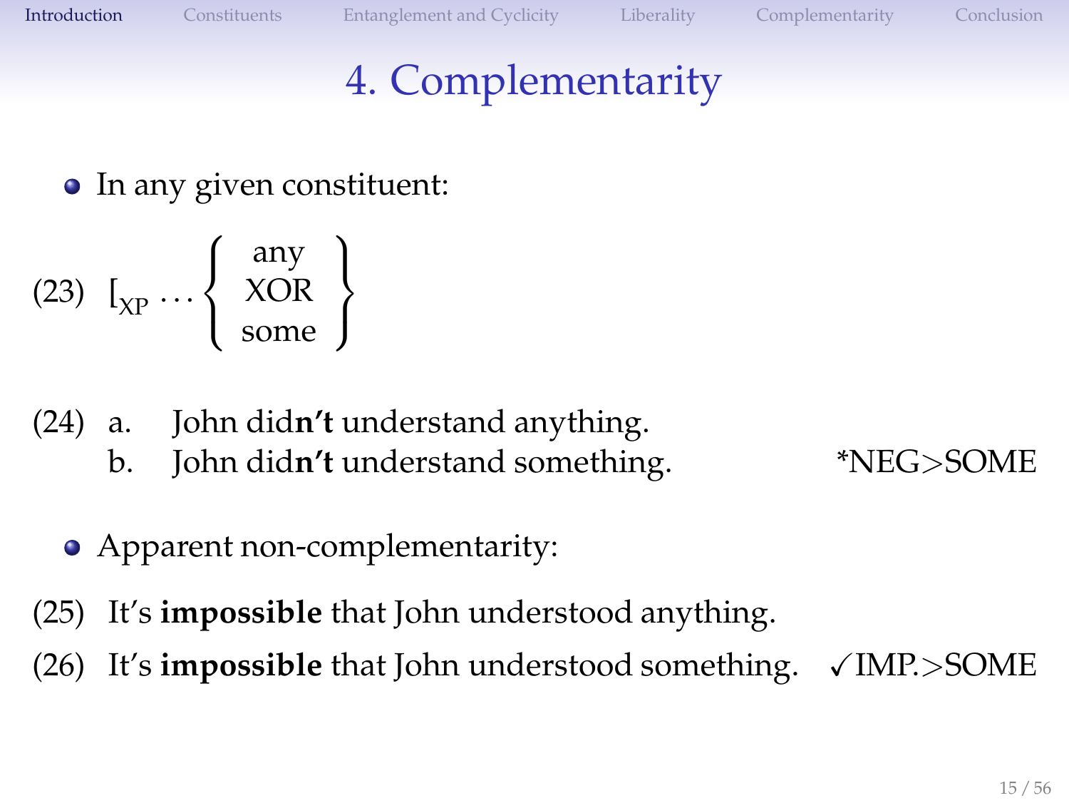# 4. Complementarity

- In any given constituent:

(23) $[_{XP} \ldots \left\{ \begin{array}{c} \text{any} \\ \text{XOR} \\ \text{some} \end{array} \right\}$

(24) a. John did**n't** understand anything.
 b. John did**n't** understand something. *NEG>SOME

- Apparent non-complementarity:

(25) It's **impossible** that John understood anything.

(26) It's **impossible** that John understood something. ✓IMP.>SOME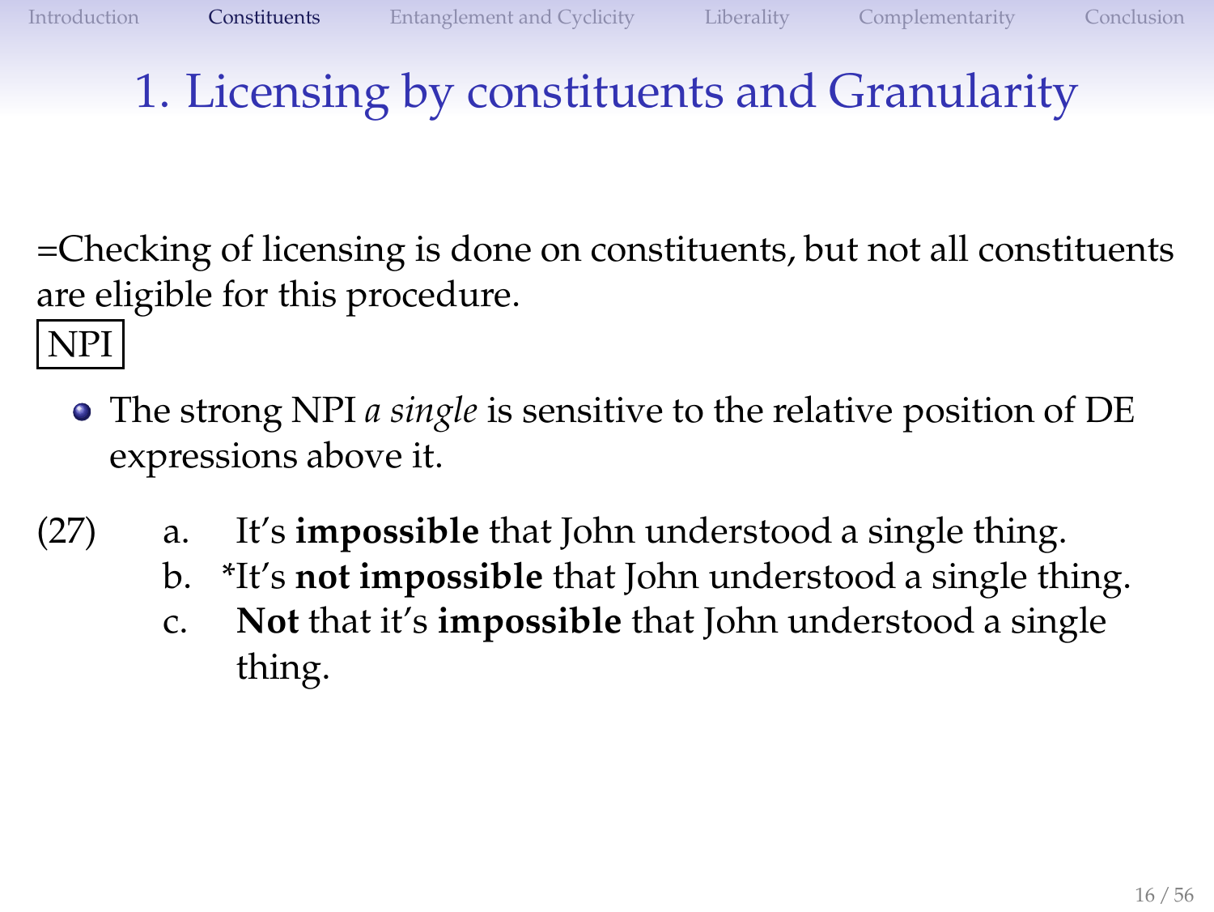# 1. Licensing by constituents and Granularity

=Checking of licensing is done on constituents, but not all constituents are eligible for this procedure.

NPI

- The strong NPI *a single* is sensitive to the relative position of DE expressions above it.

(27)
a. It's **impossible** that John understood a single thing.
b. *It's **not impossible** that John understood a single thing.
c. **Not** that it's **impossible** that John understood a single thing.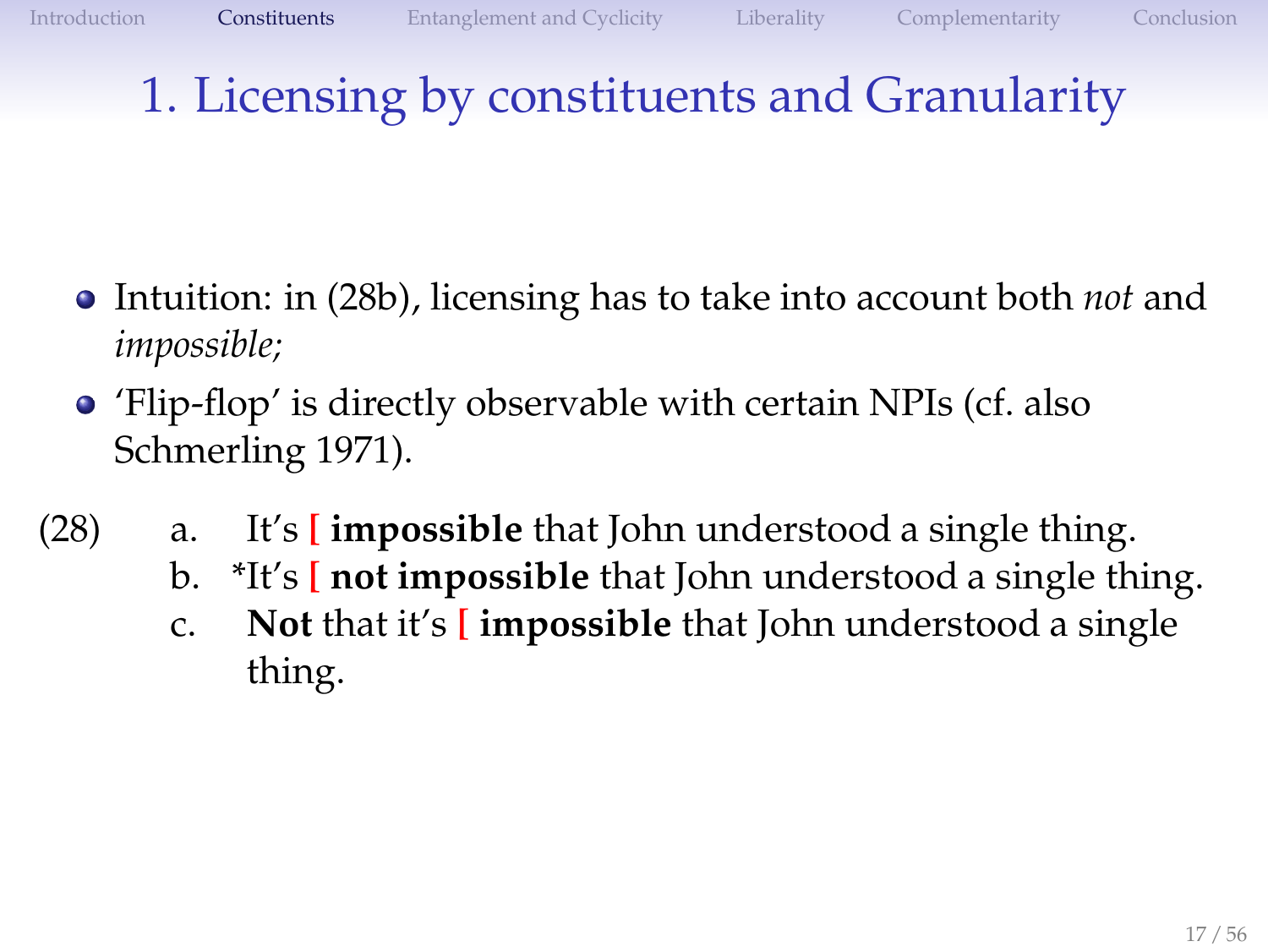# 1. Licensing by constituents and Granularity

- Intuition: in (28b), licensing has to take into account both *not* and *impossible;*
- 'Flip-flop' is directly observable with certain NPIs (cf. also Schmerling 1971).

(28)
 a. It's [ **impossible** that John understood a single thing.
 b. *It's [ **not impossible** that John understood a single thing.
 c. **Not** that it's [ **impossible** that John understood a single thing.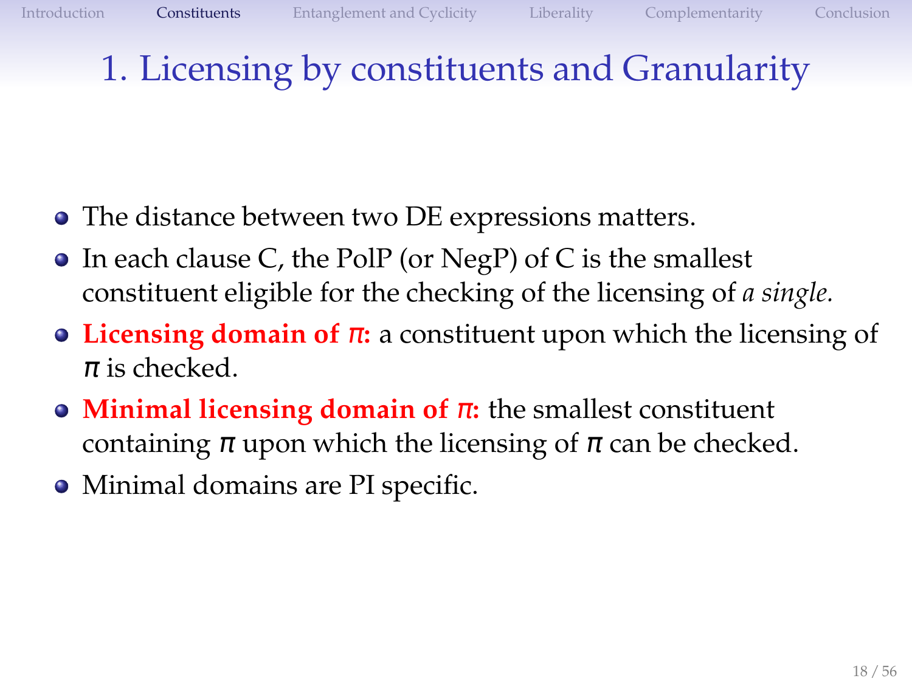# 1. Licensing by constituents and Granularity

- The distance between two DE expressions matters.
- In each clause C, the PolP (or NegP) of C is the smallest constituent eligible for the checking of the licensing of *a single.*
- **Licensing domain of $\pi$:** a constituent upon which the licensing of $\pi$ is checked.
- **Minimal licensing domain of $\pi$:** the smallest constituent containing $\pi$ upon which the licensing of $\pi$ can be checked.
- Minimal domains are PI specific.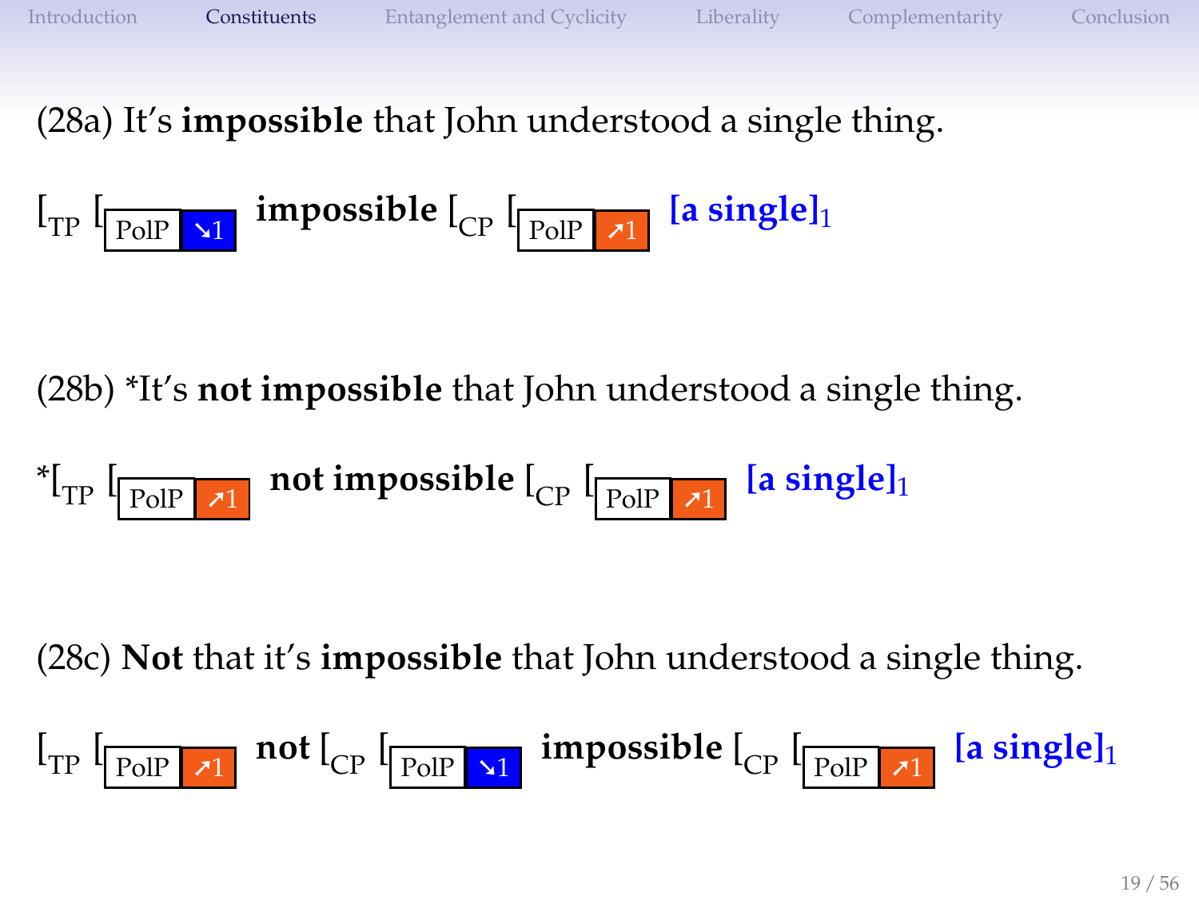(28a) It's **impossible** that John understood a single thing.

$[_{TP}$ $[_{\text{PolP}\ \searrow 1}$ **impossible** $[_{CP}$ $[_{\text{PolP}\ \nearrow 1}$ **[a single]**$_1$

(28b) *It's **not impossible** that John understood a single thing.

$^*[_{TP}$ $[_{\text{PolP}\ \nearrow 1}$ **not impossible** $[_{CP}$ $[_{\text{PolP}\ \nearrow 1}$ **[a single]**$_1$

(28c) **Not** that it's **impossible** that John understood a single thing.

$[_{TP}$ $[_{\text{PolP}\ \nearrow 1}$ **not** $[_{CP}$ $[_{\text{PolP}\ \searrow 1}$ **impossible** $[_{CP}$ $[_{\text{PolP}\ \nearrow 1}$ **[a single]**$_1$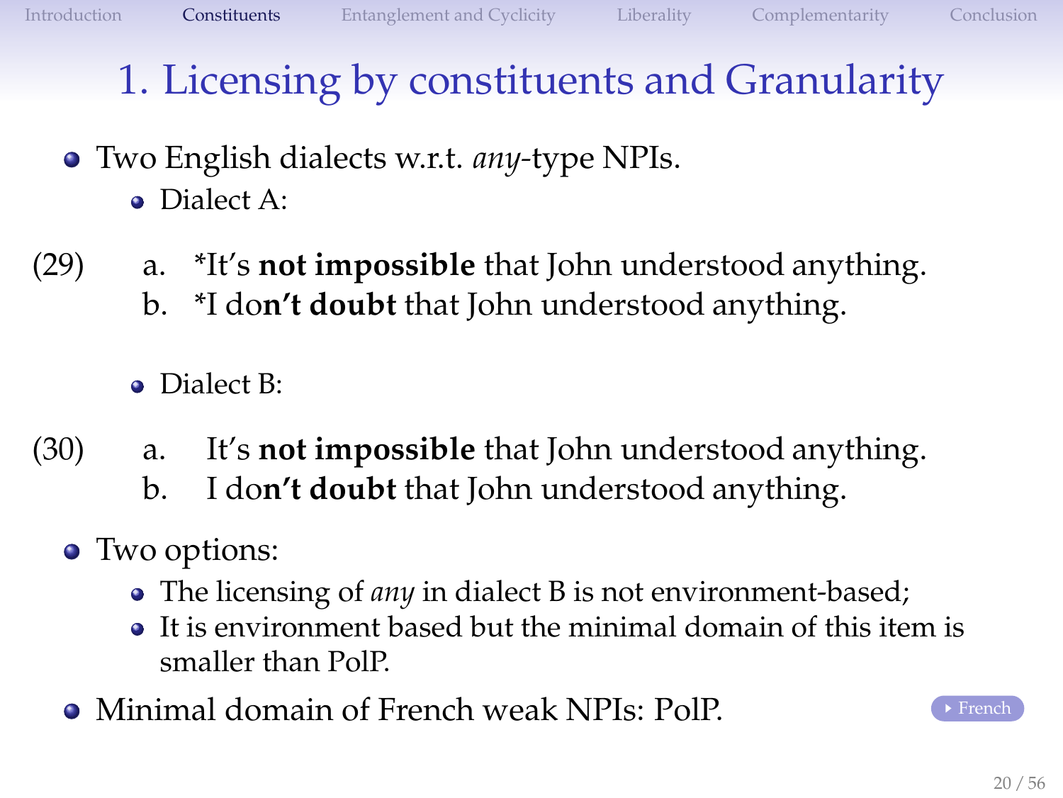# 1. Licensing by constituents and Granularity

- Two English dialects w.r.t. *any*-type NPIs.
  - Dialect A:

(29)
a. *It's **not impossible** that John understood anything.
b. *I do**n't doubt** that John understood anything.

  - Dialect B:

(30)
a. It's **not impossible** that John understood anything.
b. I do**n't doubt** that John understood anything.

- Two options:
  - The licensing of *any* in dialect B is not environment-based;
  - It is environment based but the minimal domain of this item is smaller than PolP.
- Minimal domain of French weak NPIs: PolP.

French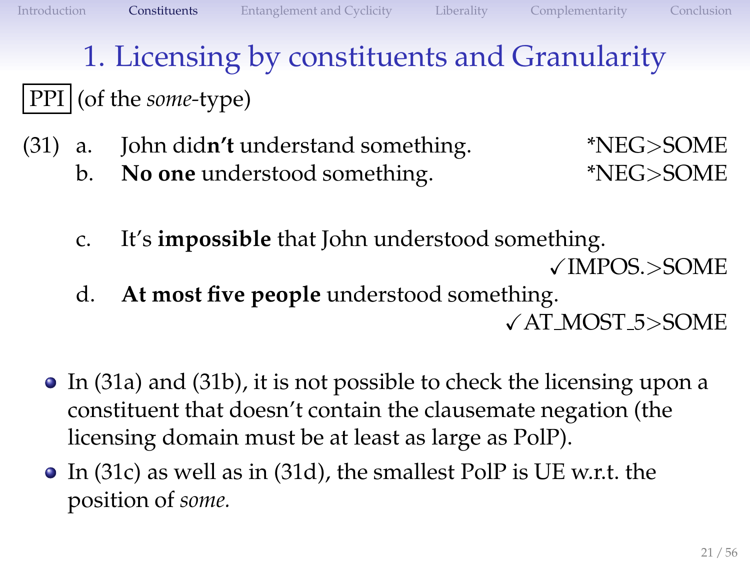# 1. Licensing by constituents and Granularity

PPI (of the *some*-type)

(31)
a. John did**n't** understand something. *NEG>SOME

b. **No one** understood something. *NEG>SOME

c. It's **impossible** that John understood something. ✓IMPOS.>SOME

d. **At most five people** understood something. ✓AT_MOST_5>SOME

- In (31a) and (31b), it is not possible to check the licensing upon a constituent that doesn't contain the clausemate negation (the licensing domain must be at least as large as PolP).
- In (31c) as well as in (31d), the smallest PolP is UE w.r.t. the position of *some*.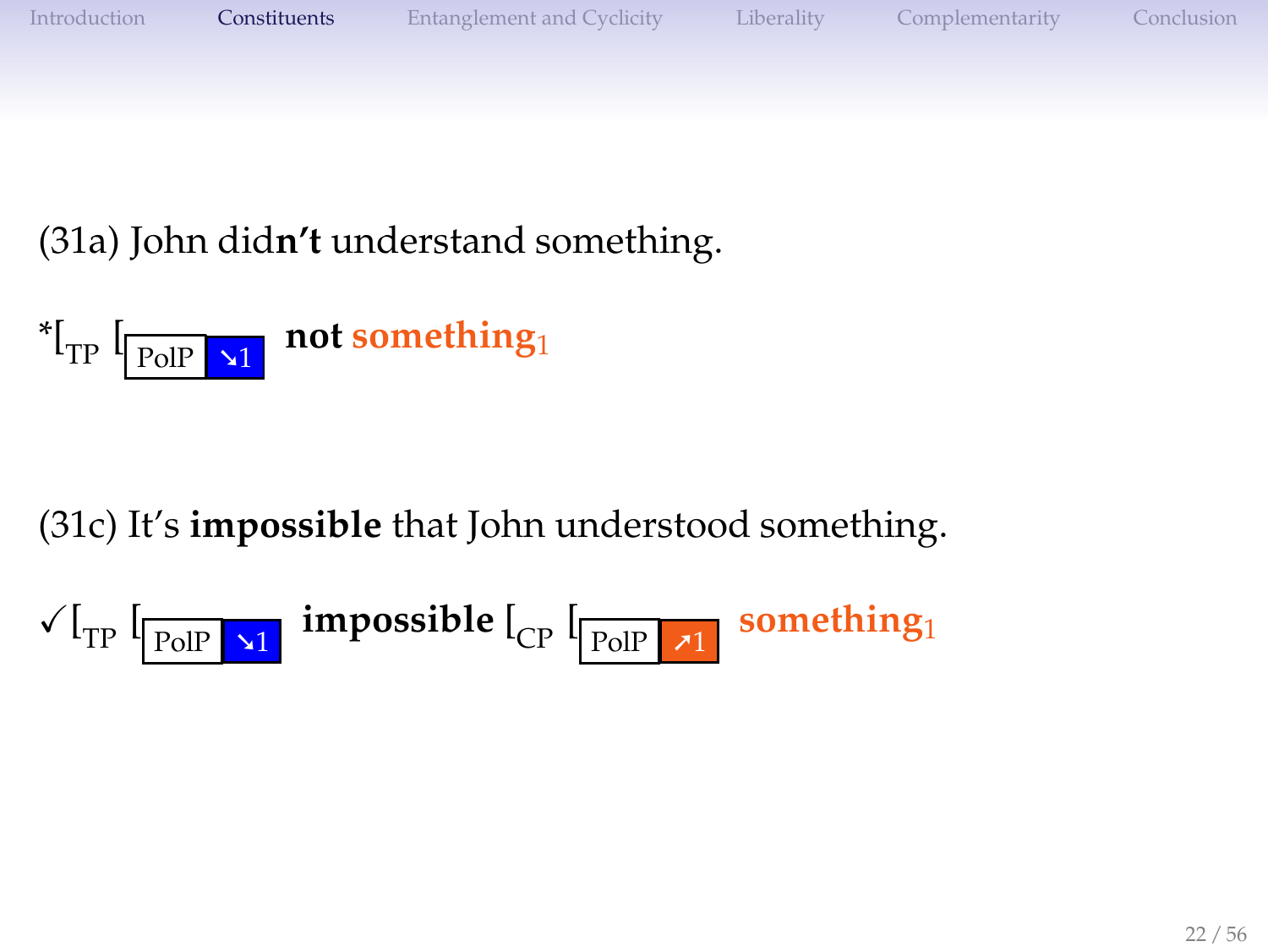(31a) John did**n't** understand something.

*[$_{\text{TP}}$ [$_{\text{PolP}}$ ↘1 **not something$_1$**

(31c) It's **impossible** that John understood something.

✓[$_{\text{TP}}$ [$_{\text{PolP}}$ ↘1 **impossible** [$_{\text{CP}}$ [$_{\text{PolP}}$ ↗1 **something$_1$**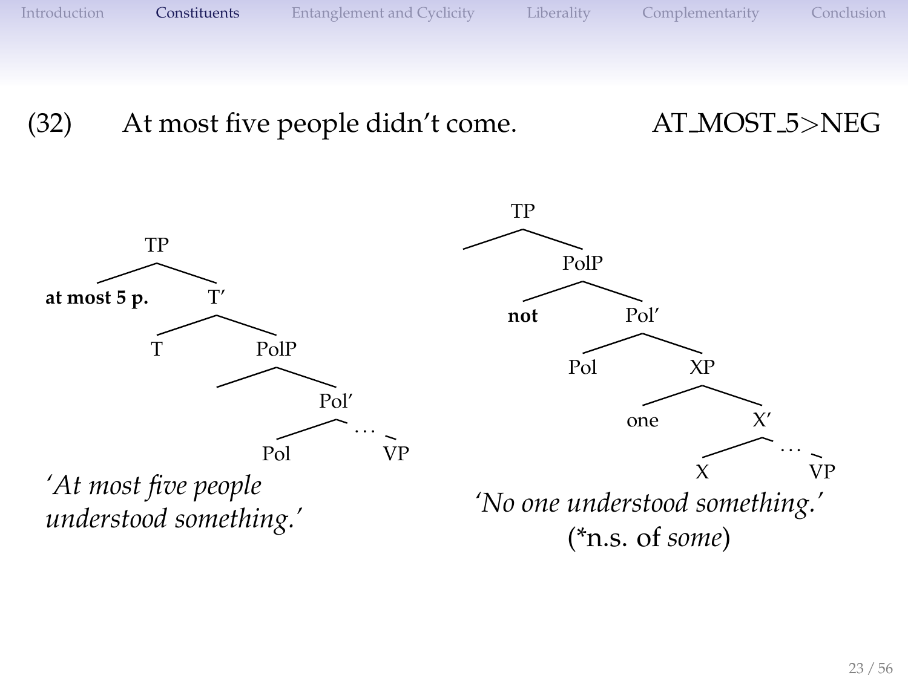(32) At most five people didn't come. AT_MOST_5>NEG

```
              TP
            /    \
  at most 5 p.    T'
                /    \
               T     PolP
                    /    \
                         Pol'
                        /  ...  \
                      Pol       VP
```

*'At most five people understood something.'*

```
                 TP
               /    \
                    PolP
                  /      \
                not      Pol'
                       /     \
                     Pol      XP
                            /    \
                          one     X'
                                /  ...  \
                               X        VP
```

*'No one understood something.'*
(*n.s. of *some*)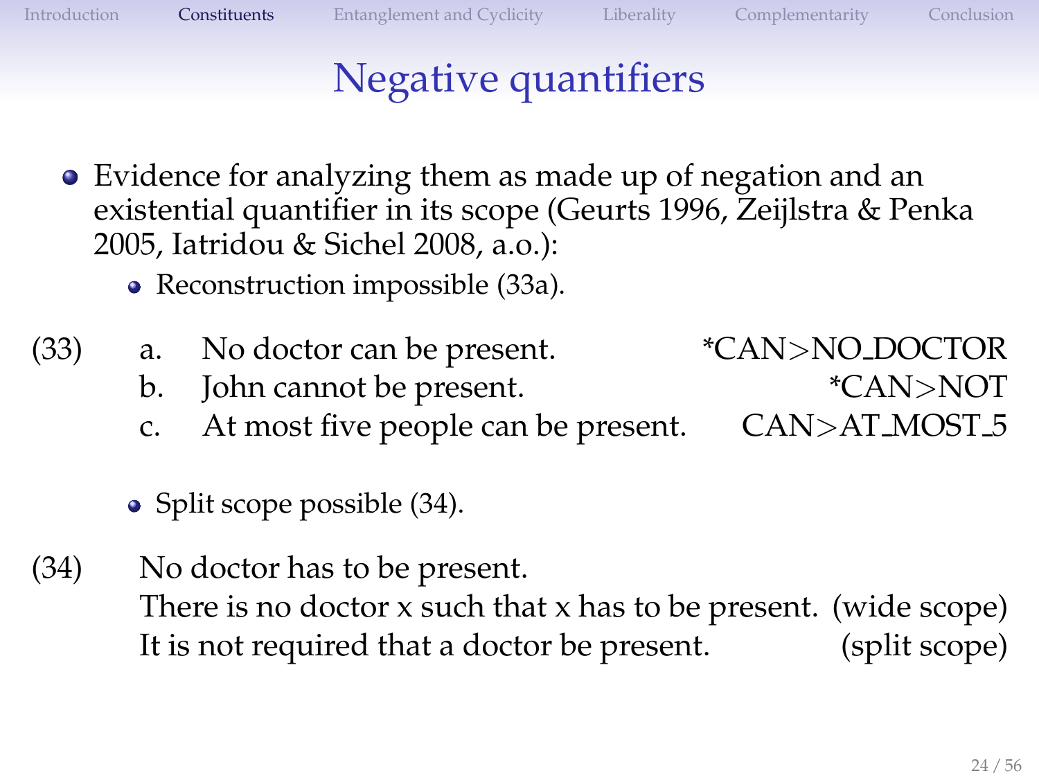# Negative quantifiers

- Evidence for analyzing them as made up of negation and an existential quantifier in its scope (Geurts 1996, Zeijlstra & Penka 2005, Iatridou & Sichel 2008, a.o.):
  - Reconstruction impossible (33a).

(33)
  a. No doctor can be present. — *CAN>NO_DOCTOR
  b. John cannot be present. — *CAN>NOT
  c. At most five people can be present. — CAN>AT_MOST_5

  - Split scope possible (34).

(34) No doctor has to be present.
  There is no doctor x such that x has to be present. (wide scope)
  It is not required that a doctor be present. (split scope)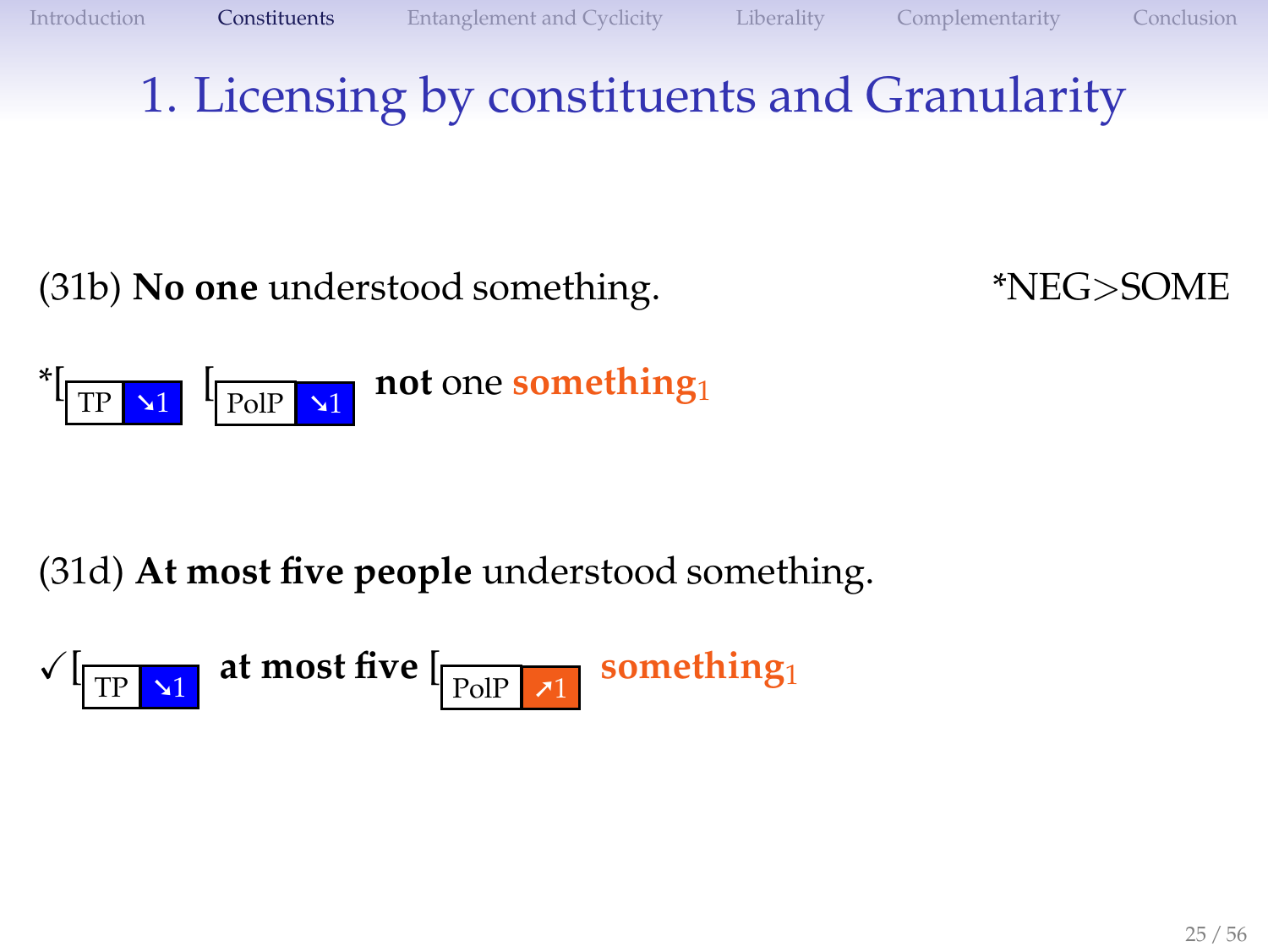# 1. Licensing by constituents and Granularity

(31b) **No one** understood something. *NEG>SOME

*[$_{\text{TP}}$ ↘1 [$_{\text{PolP}}$ ↘1 **not** one **something**$_1$

(31d) **At most five people** understood something.

✓[$_{\text{TP}}$ ↘1 **at most five** [$_{\text{PolP}}$ ↗1 **something**$_1$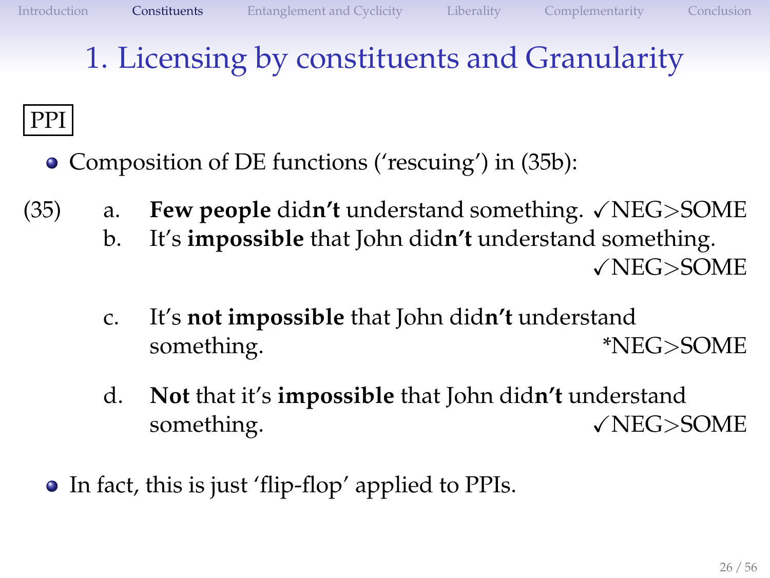# 1. Licensing by constituents and Granularity

PPI

- Composition of DE functions ('rescuing') in (35b):

(35)
a. **Few people** did**n't** understand something. ✓NEG>SOME
b. It's **impossible** that John did**n't** understand something. ✓NEG>SOME
c. It's **not impossible** that John did**n't** understand something. *NEG>SOME
d. **Not** that it's **impossible** that John did**n't** understand something. ✓NEG>SOME

- In fact, this is just 'flip-flop' applied to PPIs.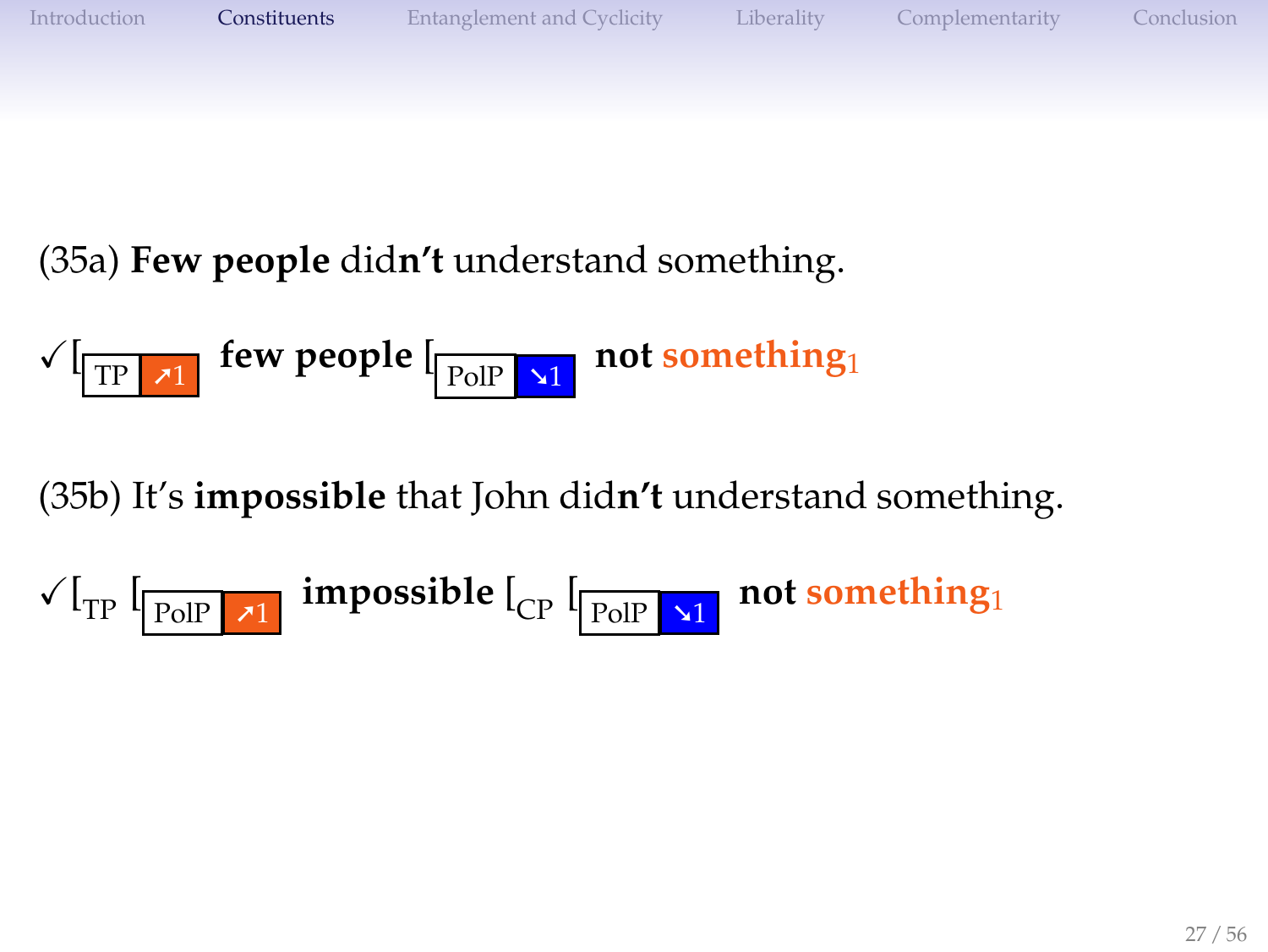(35a) **Few people** did**n't** understand something.

✓[$_{\text{TP}\ \nearrow 1}$ **few people** [$_{\text{PolP}\ \searrow 1}$ **not something**$_1$

(35b) It's **impossible** that John did**n't** understand something.

✓[$_{\text{TP}}$ [$_{\text{PolP}\ \nearrow 1}$ **impossible** [$_{\text{CP}}$ [$_{\text{PolP}\ \searrow 1}$ **not something**$_1$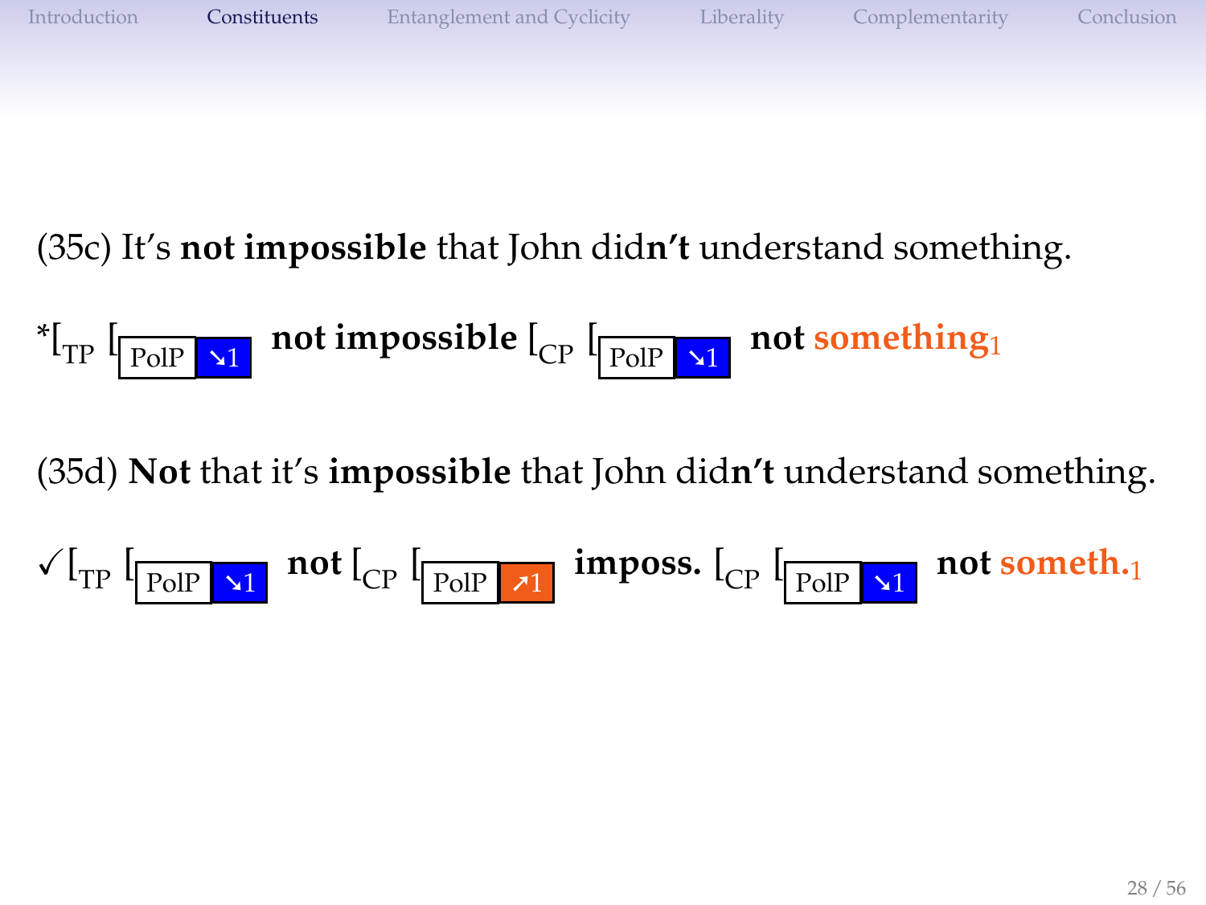(35c) It's **not impossible** that John did**n't** understand something.

*[$_{\text{TP}}$ [$_{\text{PolP}}$ ↘1 **not impossible** [$_{\text{CP}}$ [$_{\text{PolP}}$ ↘1 **not something$_1$**

(35d) **Not** that it's **impossible** that John did**n't** understand something.

✓[$_{\text{TP}}$ [$_{\text{PolP}}$ ↘1 **not** [$_{\text{CP}}$ [$_{\text{PolP}}$ ↗1 **imposs.** [$_{\text{CP}}$ [$_{\text{PolP}}$ ↘1 **not someth.$_1$**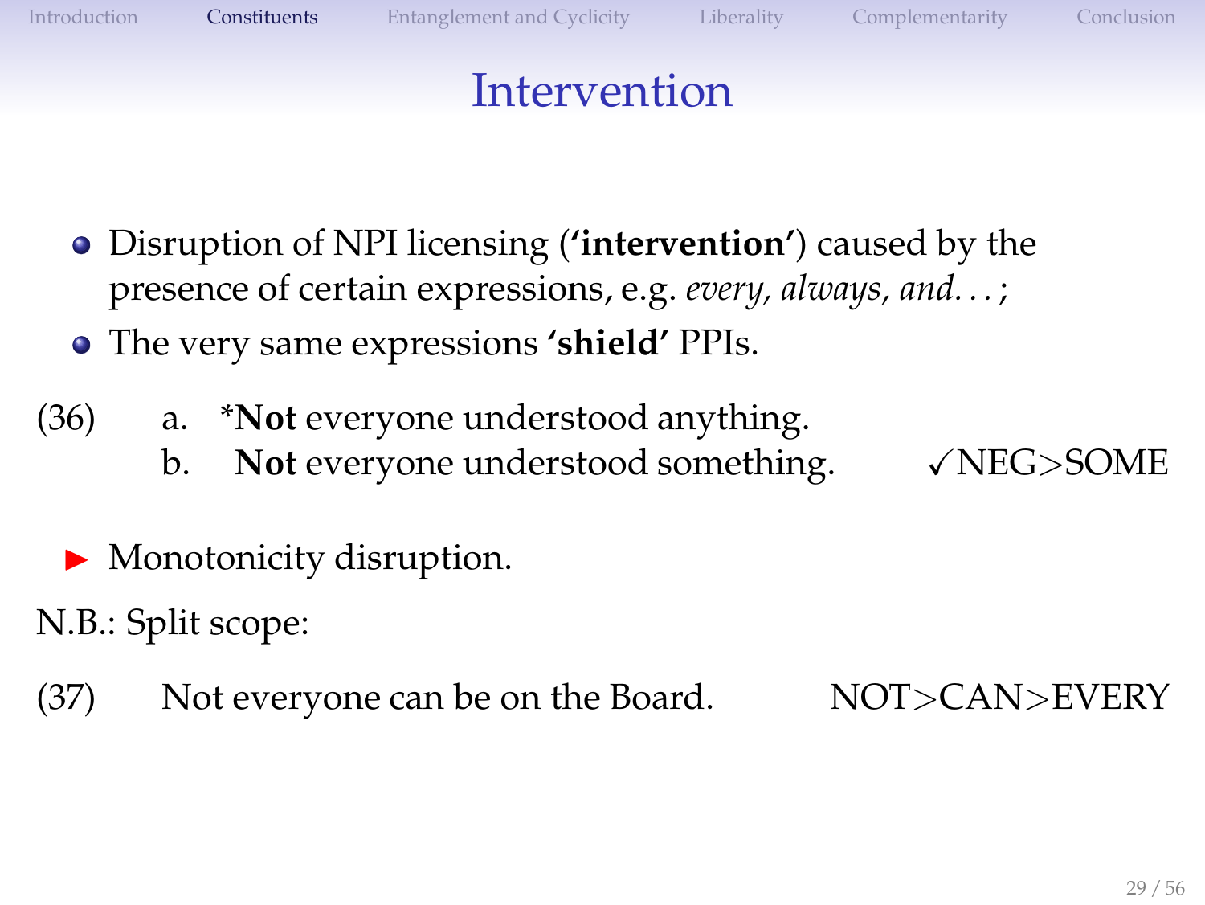# Intervention

- Disruption of NPI licensing (**'intervention'**) caused by the presence of certain expressions, e.g. *every, always, and...*;
- The very same expressions **'shield'** PPIs.

(36) a. ***Not** everyone understood anything.
     b. **Not** everyone understood something. ✓NEG>SOME

- Monotonicity disruption.

N.B.: Split scope:

(37) Not everyone can be on the Board. NOT>CAN>EVERY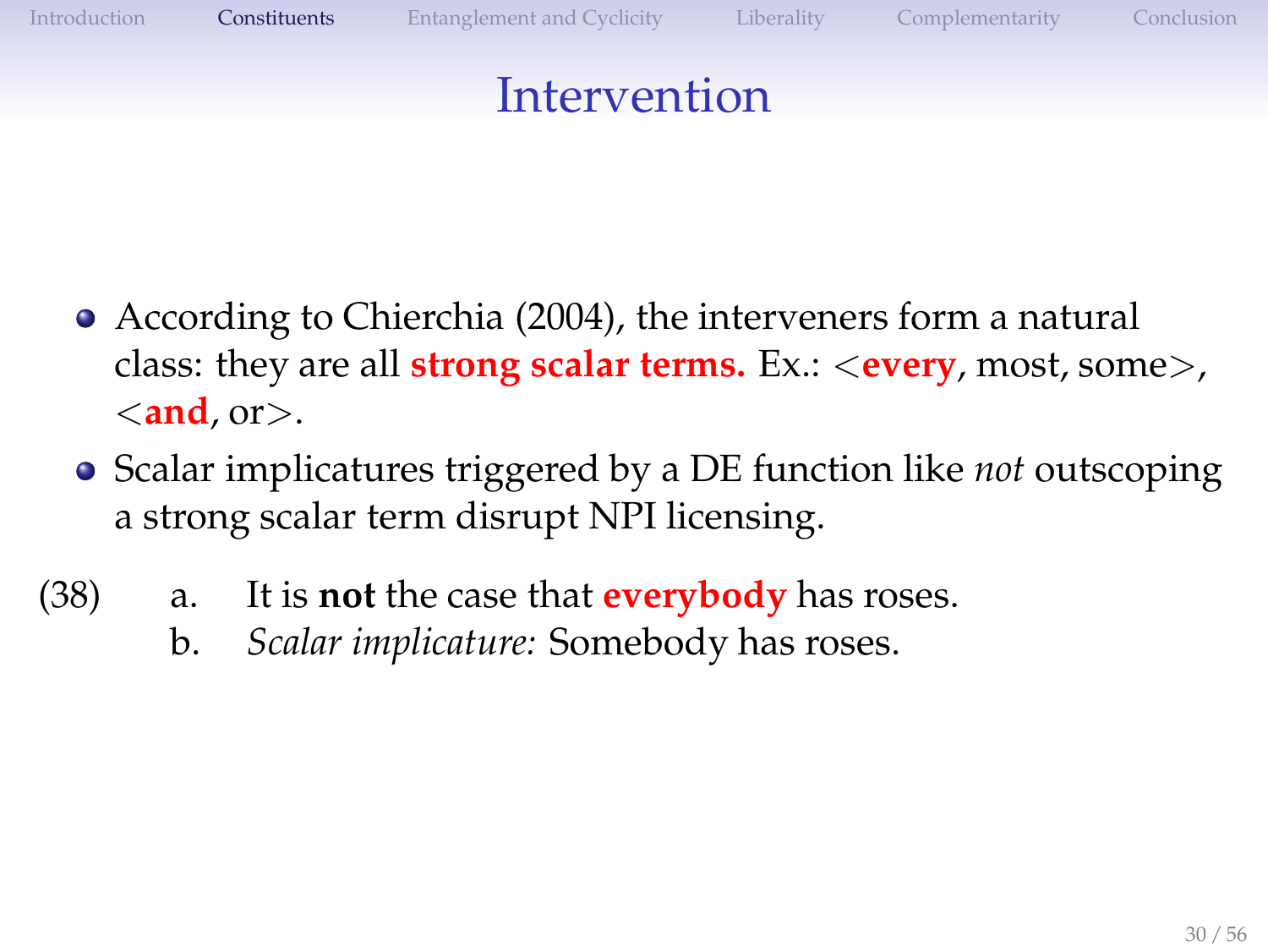# Intervention

- According to Chierchia (2004), the interveners form a natural class: they are all **strong scalar terms.** Ex.: <**every**, most, some>, <**and**, or>.
- Scalar implicatures triggered by a DE function like *not* outscoping a strong scalar term disrupt NPI licensing.

(38)
 a. It is **not** the case that **everybody** has roses.
 b. *Scalar implicature:* Somebody has roses.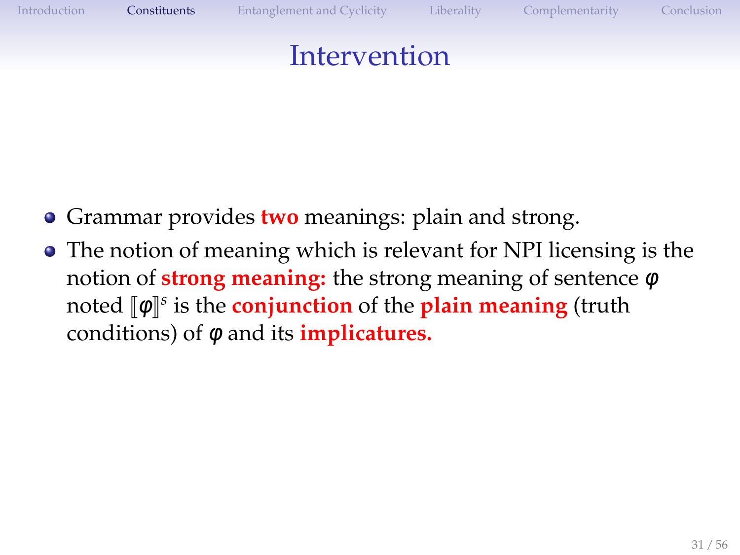# Intervention

- Grammar provides **two** meanings: plain and strong.
- The notion of meaning which is relevant for NPI licensing is the notion of **strong meaning:** the strong meaning of sentence $\varphi$ noted $[\![\varphi]\!]^s$ is the **conjunction** of the **plain meaning** (truth conditions) of $\varphi$ and its **implicatures.**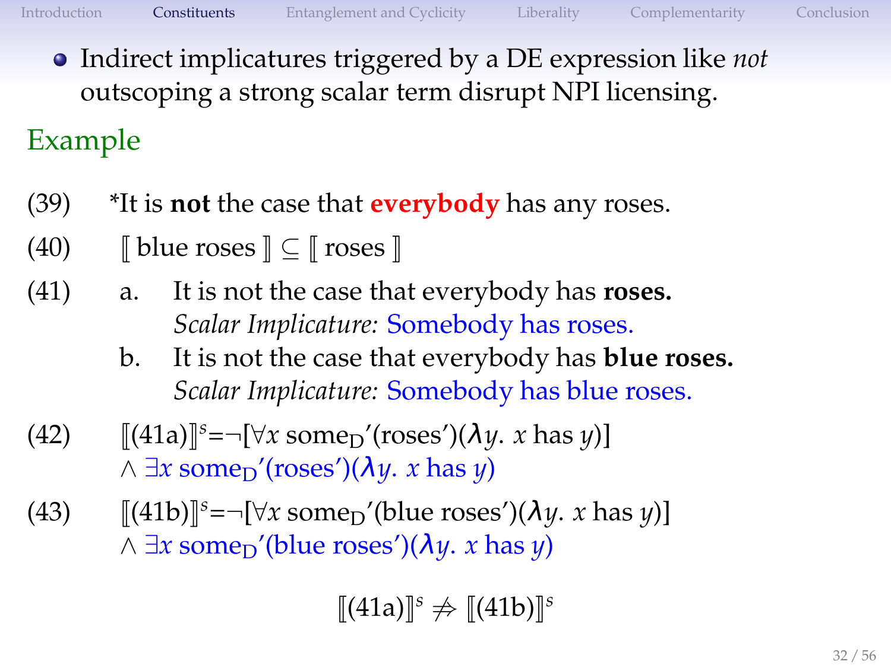- Indirect implicatures triggered by a DE expression like *not* outscoping a strong scalar term disrupt NPI licensing.

### Example

(39) *It is **not** the case that **everybody** has any roses.

(40) $[\![ \text{blue roses} ]\!] \subseteq [\![ \text{roses} ]\!]$

(41) a. It is not the case that everybody has **roses.**
*Scalar Implicature:* Somebody has roses.

b. It is not the case that everybody has **blue roses.**
*Scalar Implicature:* Somebody has blue roses.

(42) $[\![(41\text{a})]\!]^s = \neg[\forall x \ \text{some}_D{}'(\text{roses}')(\lambda y.\ x \text{ has } y)] \wedge \exists x \ \text{some}_D{}'(\text{roses}')(\lambda y.\ x \text{ has } y)$

(43) $[\![(41\text{b})]\!]^s = \neg[\forall x \ \text{some}_D{}'(\text{blue roses}')(\lambda y.\ x \text{ has } y)] \wedge \exists x \ \text{some}_D{}'(\text{blue roses}')(\lambda y.\ x \text{ has } y)$

$$[\![(41\text{a})]\!]^s \not\Rightarrow [\![(41\text{b})]\!]^s$$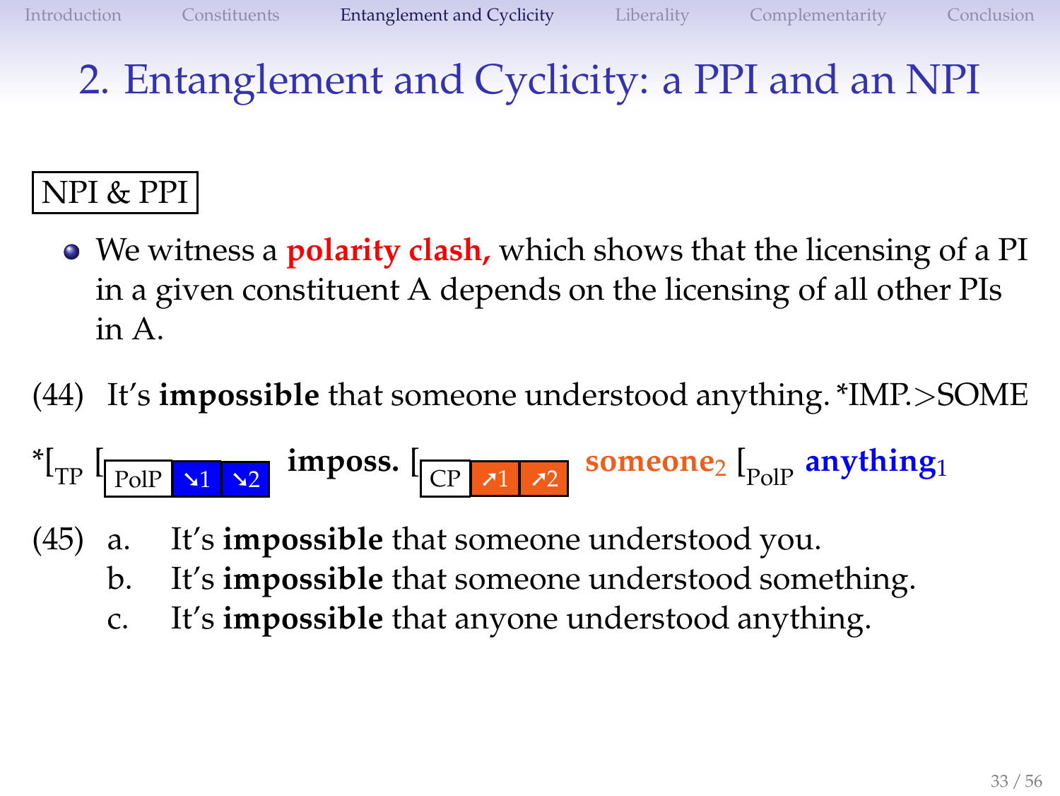# 2. Entanglement and Cyclicity: a PPI and an NPI

NPI & PPI

- We witness a **polarity clash,** which shows that the licensing of a PI in a given constituent A depends on the licensing of all other PIs in A.

(44) It's **impossible** that someone understood anything. *IMP.>SOME

*[$_{TP}$ [$_{PolP}$ ↘1 ↘2 **imposs.** [$_{CP}$ ↗1 ↗2 **someone**$_2$ [$_{PolP}$ **anything**$_1$

(45) a. It's **impossible** that someone understood you.  
b. It's **impossible** that someone understood something.  
c. It's **impossible** that anyone understood anything.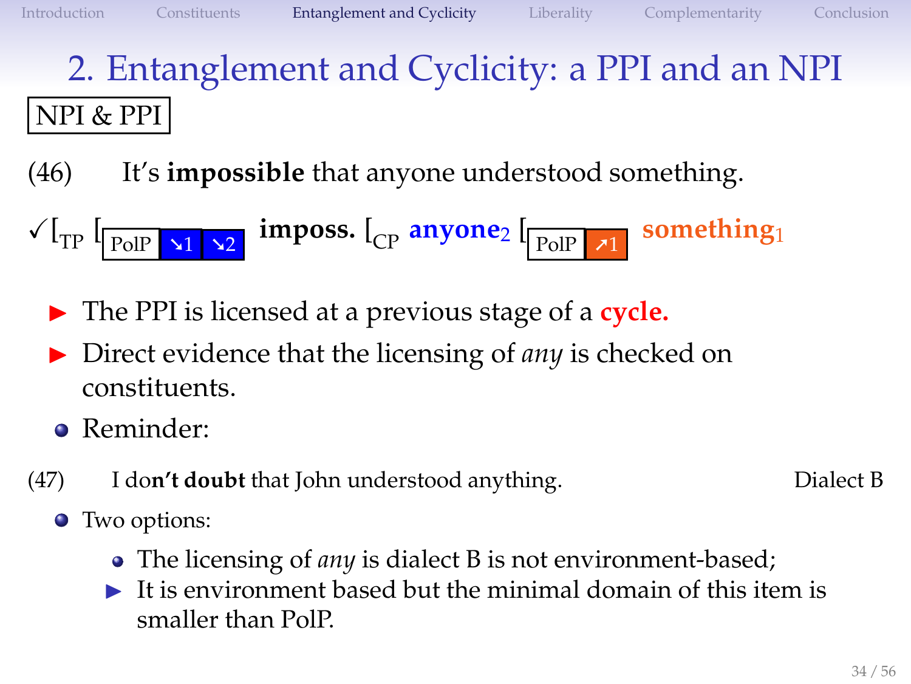# 2. Entanglement and Cyclicity: a PPI and an NPI

NPI & PPI

(46) It's **impossible** that anyone understood something.

✓[$_{TP}$ [$_{PolP}$ ↘1 ↘2 **imposs.** [$_{CP}$ **anyone**$_2$ [$_{PolP}$ ↗1 **something**$_1$

- The PPI is licensed at a previous stage of a **cycle.**
- Direct evidence that the licensing of *any* is checked on constituents.
- Reminder:

(47) I do**n't doubt** that John understood anything. Dialect B

- Two options:
  - The licensing of *any* is dialect B is not environment-based;
  - It is environment based but the minimal domain of this item is smaller than PolP.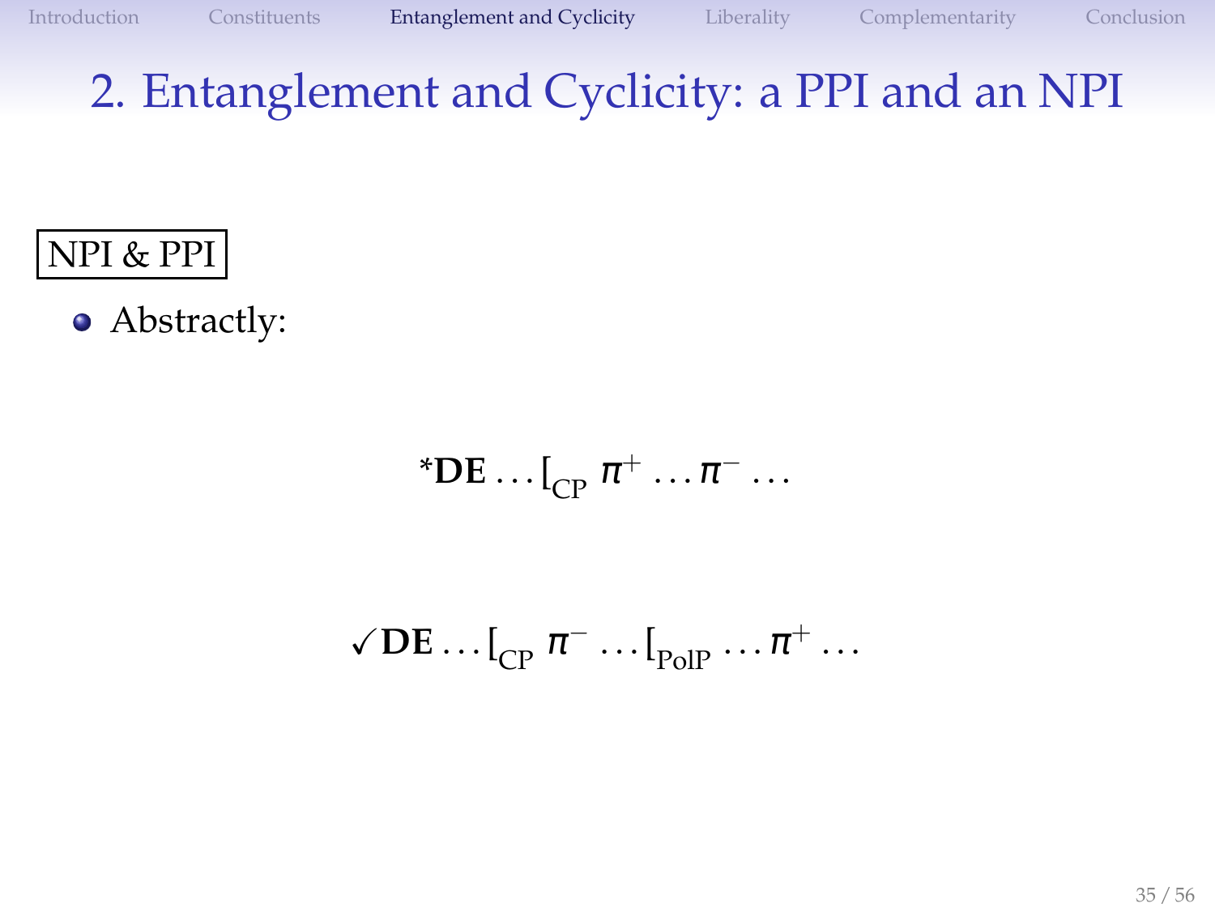# 2. Entanglement and Cyclicity: a PPI and an NPI

**NPI & PPI**

- Abstractly:

$$*\textbf{DE} \ldots [_{\text{CP}}\ \pi^{+} \ldots \pi^{-} \ldots$$

$$\checkmark\textbf{DE} \ldots [_{\text{CP}}\ \pi^{-} \ldots [_{\text{PolP}} \ldots \pi^{+} \ldots$$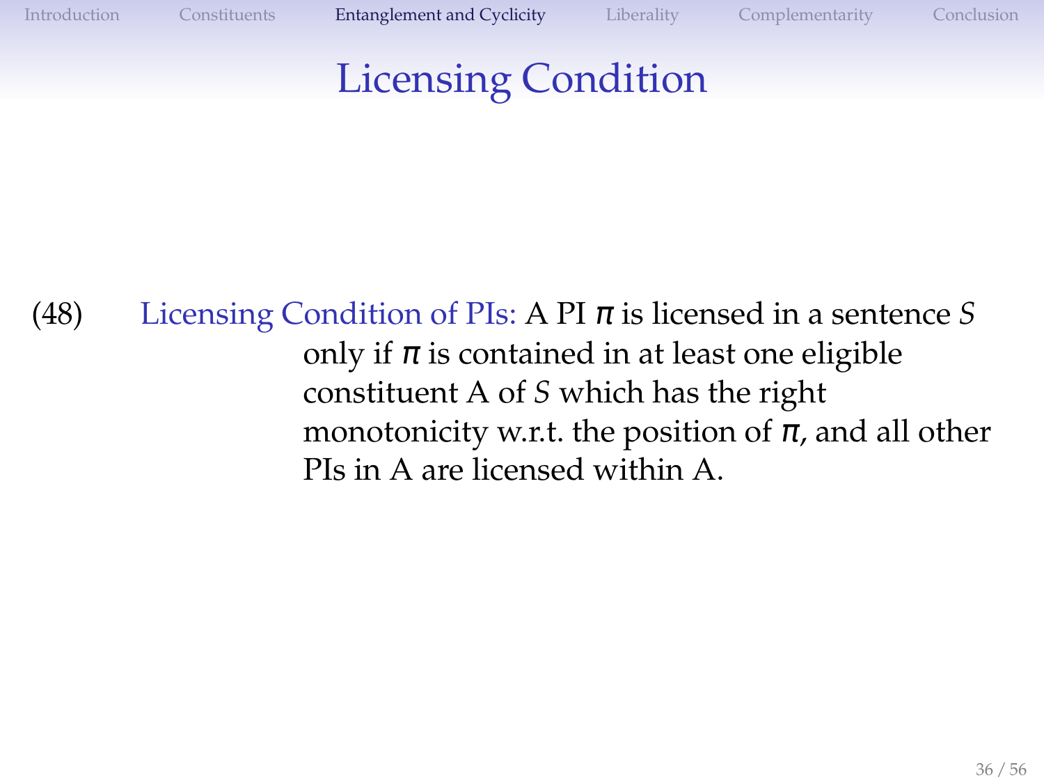# Licensing Condition

(48) Licensing Condition of PIs: A PI $\pi$ is licensed in a sentence *S* only if $\pi$ is contained in at least one eligible constituent A of *S* which has the right monotonicity w.r.t. the position of $\pi$, and all other PIs in A are licensed within A.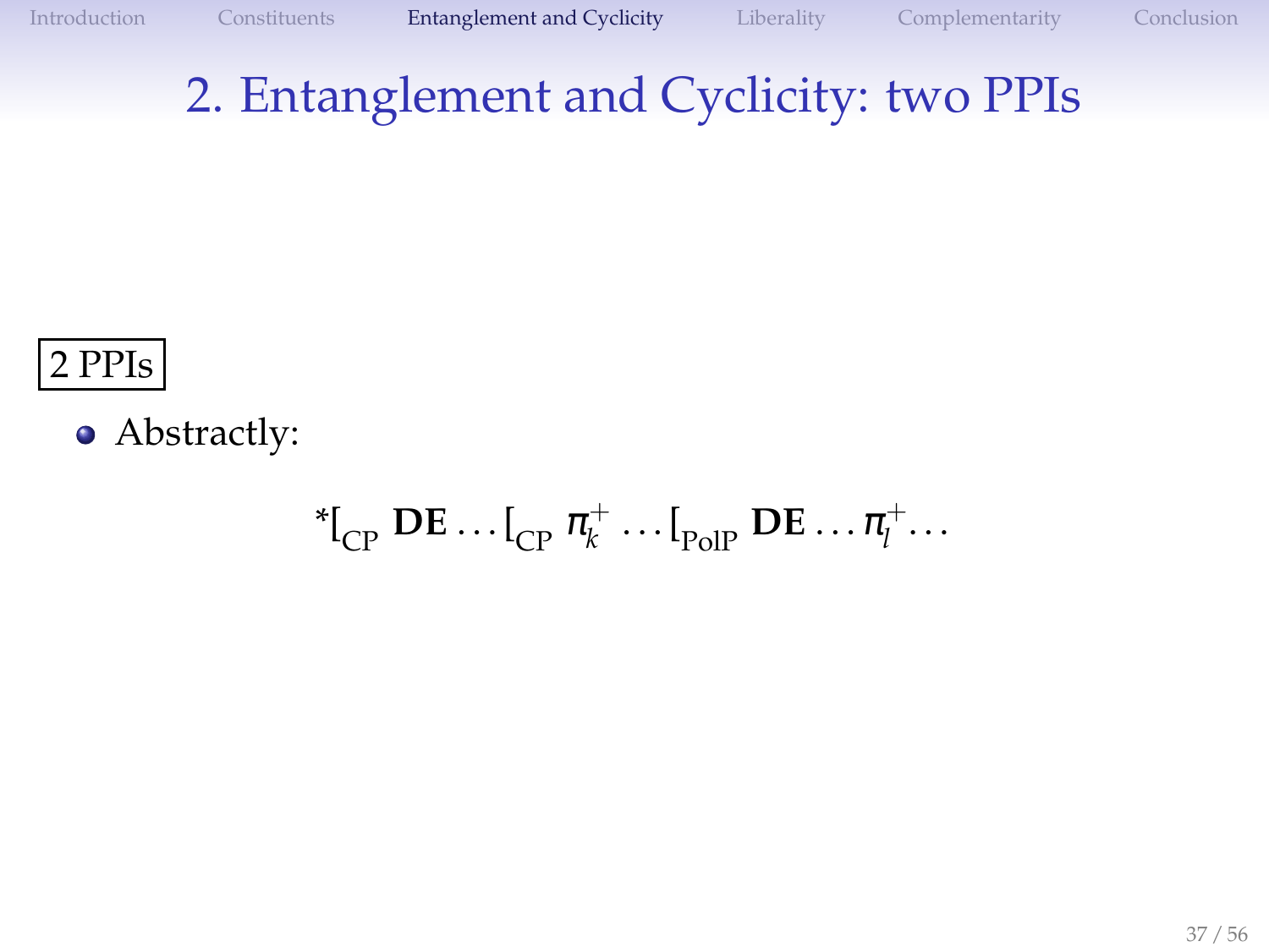## 2. Entanglement and Cyclicity: two PPIs

2 PPIs

- Abstractly:

$$^{*}[_{\text{CP}}\ \mathbf{DE} \ldots [_{\text{CP}}\ \pi_k^{+} \ldots [_{\text{PolP}}\ \mathbf{DE} \ldots \pi_l^{+} \ldots$$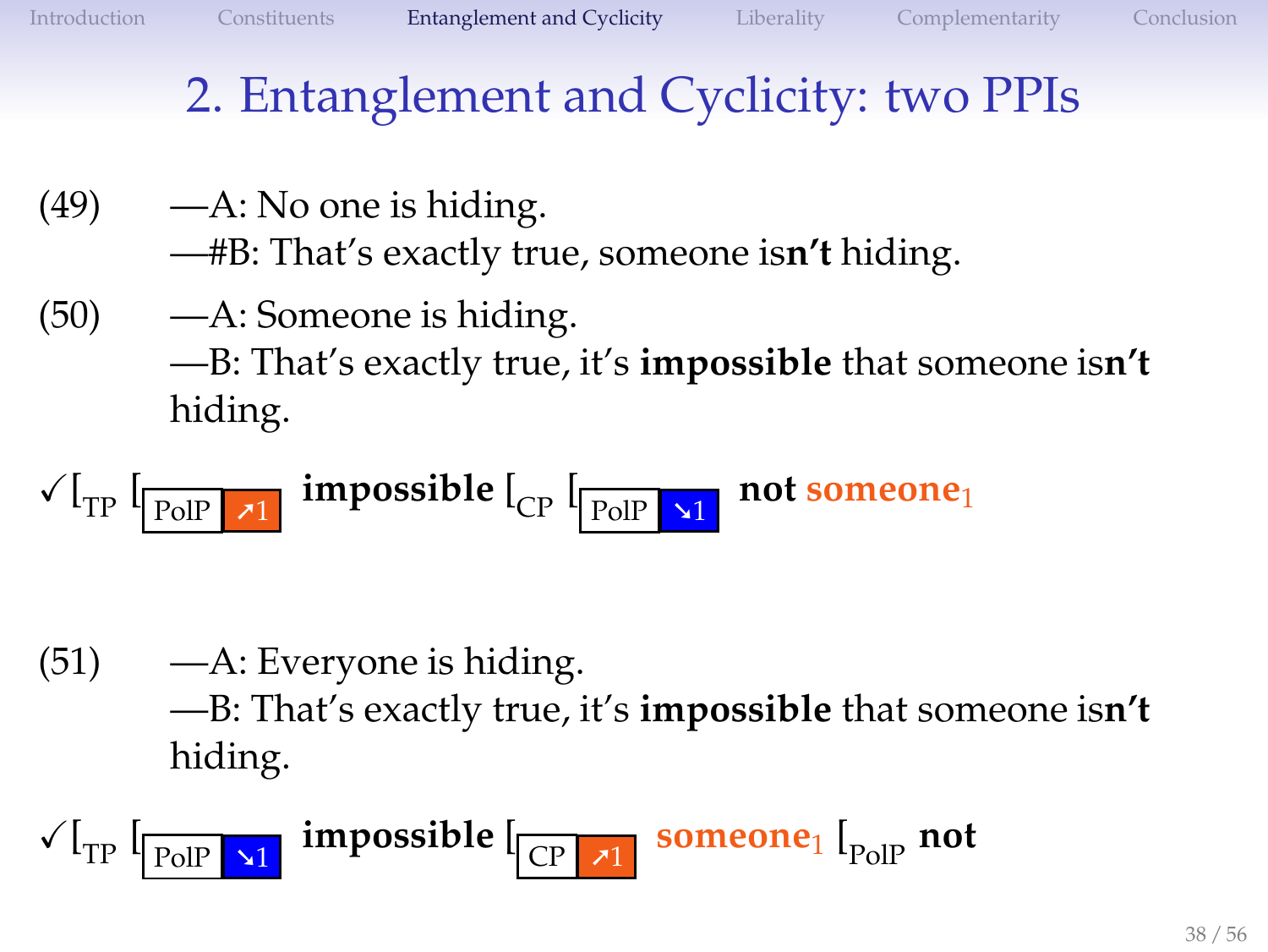## 2. Entanglement and Cyclicity: two PPIs

(49) —A: No one is hiding.
—#B: That's exactly true, someone is**n't** hiding.

(50) —A: Someone is hiding.
—B: That's exactly true, it's **impossible** that someone is**n't** hiding.

✓[$_{TP}$ [$_{PolP\ ↗1}$ **impossible** [$_{CP}$ [$_{PolP\ ↘1}$ **not** **someone**$_1$

(51) —A: Everyone is hiding.
—B: That's exactly true, it's **impossible** that someone is**n't** hiding.

✓[$_{TP}$ [$_{PolP\ ↘1}$ **impossible** [$_{CP\ ↗1}$ **someone**$_1$ [$_{PolP}$ **not**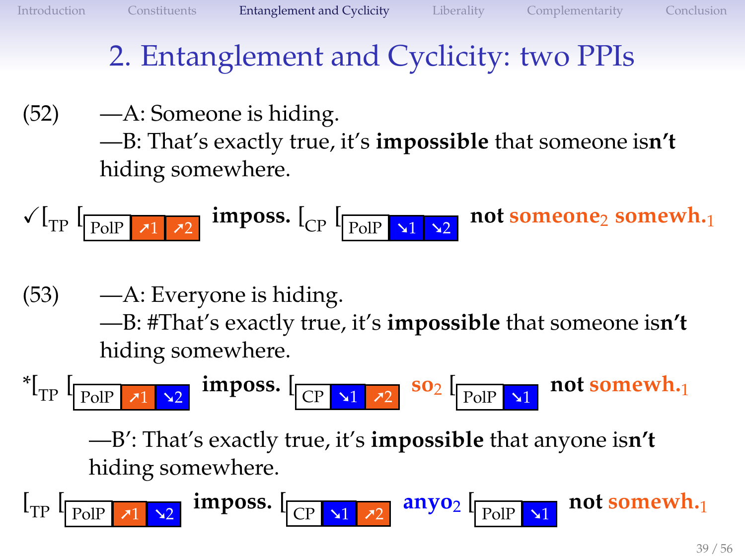## 2. Entanglement and Cyclicity: two PPIs

(52) —A: Someone is hiding.
—B: That's exactly true, it's **impossible** that someone is**n't** hiding somewhere.

✓[$_{TP}$ [$_{PolP}$ ↗1 ↗2 **imposs.** [$_{CP}$ [$_{PolP}$ ↘1 ↘2 **not** **someone$_2$** **somewh.$_1$**

(53) —A: Everyone is hiding.
—B: #That's exactly true, it's **impossible** that someone is**n't** hiding somewhere.

*[$_{TP}$ [$_{PolP}$ ↗1 ↘2 **imposs.** [$_{CP}$ ↘1 ↗2 **so$_2$** [$_{PolP}$ ↘1 **not** **somewh.$_1$**

—B′: That's exactly true, it's **impossible** that anyone is**n't** hiding somewhere.

[$_{TP}$ [$_{PolP}$ ↗1 ↘2 **imposs.** [$_{CP}$ ↘1 ↗2 **anyo$_2$** [$_{PolP}$ ↘1 **not** **somewh.$_1$**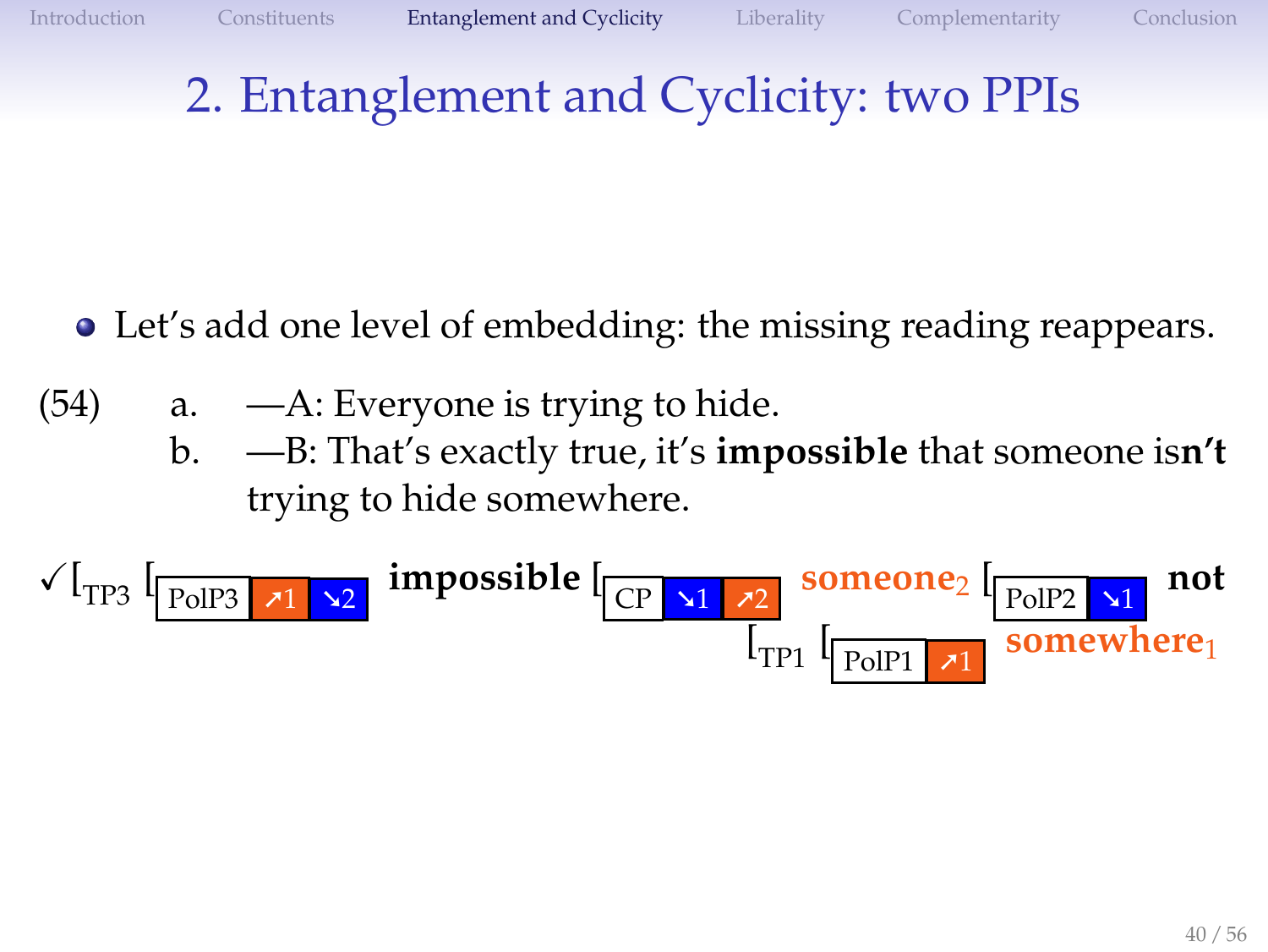## 2. Entanglement and Cyclicity: two PPIs

- Let's add one level of embedding: the missing reading reappears.

(54) a. —A: Everyone is trying to hide.

b. —B: That's exactly true, it's **impossible** that someone is**n't** trying to hide somewhere.

✓[$_{\text{TP3}}$ [$_{\text{PolP3 } \nearrow 1\ \searrow 2}$ **impossible** [$_{\text{CP } \searrow 1\ \nearrow 2}$ **someone**$_2$ [$_{\text{PolP2 } \searrow 1}$ **not** [$_{\text{TP1}}$ [$_{\text{PolP1 } \nearrow 1}$ **somewhere**$_1$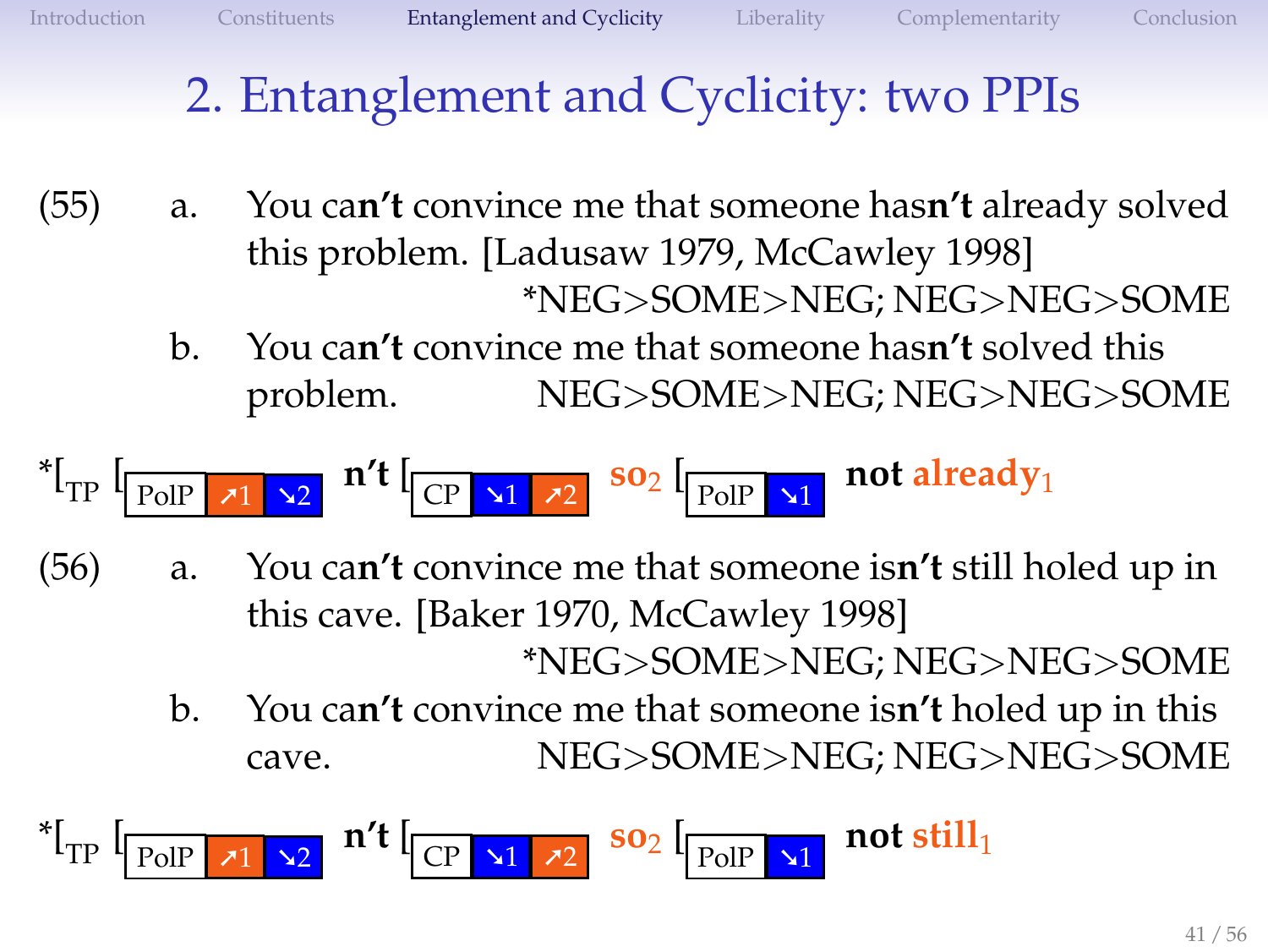## 2. Entanglement and Cyclicity: two PPIs

(55)

a. You ca**n't** convince me that someone has**n't** already solved this problem. [Ladusaw 1979, McCawley 1998]
*NEG>SOME>NEG; NEG>NEG>SOME

b. You ca**n't** convince me that someone has**n't** solved this problem. NEG>SOME>NEG; NEG>NEG>SOME

*[$_{TP}$ [$_{PolP}$ ↗1 ↘2 **n't** [$_{CP}$ ↘1 ↗2 **so**$_2$ [$_{PolP}$ ↘1 **not already**$_1$

(56)

a. You ca**n't** convince me that someone is**n't** still holed up in this cave. [Baker 1970, McCawley 1998]
*NEG>SOME>NEG; NEG>NEG>SOME

b. You ca**n't** convince me that someone is**n't** holed up in this cave. NEG>SOME>NEG; NEG>NEG>SOME

*[$_{TP}$ [$_{PolP}$ ↗1 ↘2 **n't** [$_{CP}$ ↘1 ↗2 **so**$_2$ [$_{PolP}$ ↘1 **not still**$_1$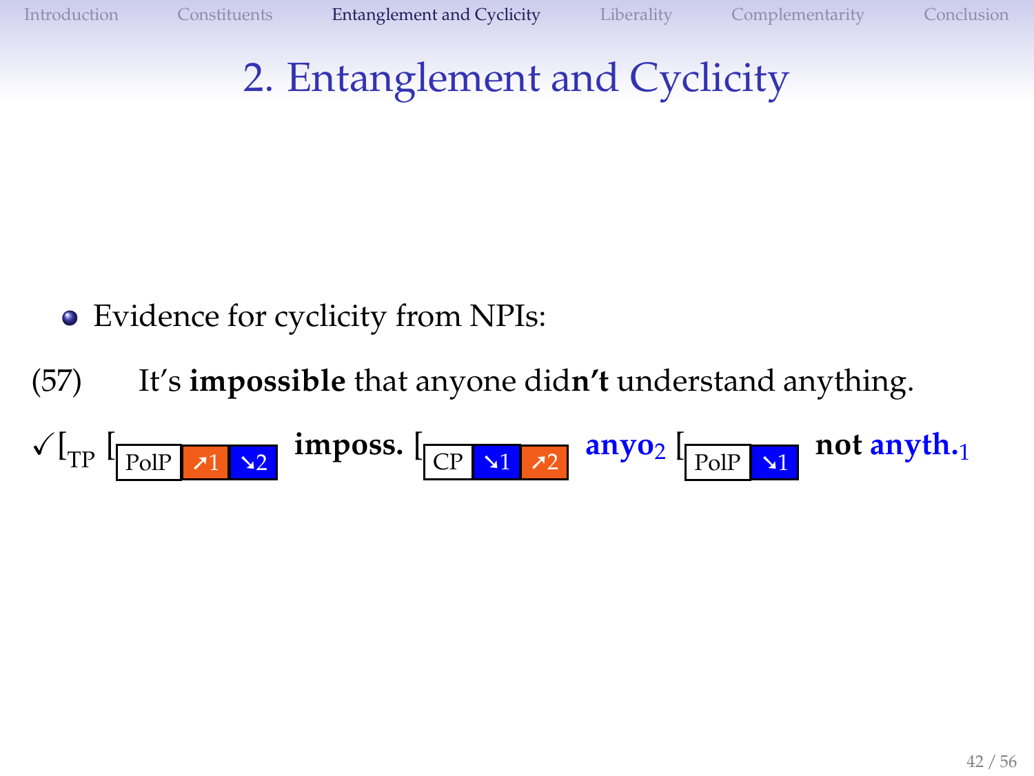## 2. Entanglement and Cyclicity

- Evidence for cyclicity from NPIs:

(57) It's **impossible** that anyone did**n't** understand anything.

✓[$_{\text{TP}}$ [$_{\text{PolP}}$ ↗1 ↘2 **imposs.** [$_{\text{CP}}$ ↘1 ↗2 **anyo**$_2$ [$_{\text{PolP}}$ ↘1 **not anyth.**$_1$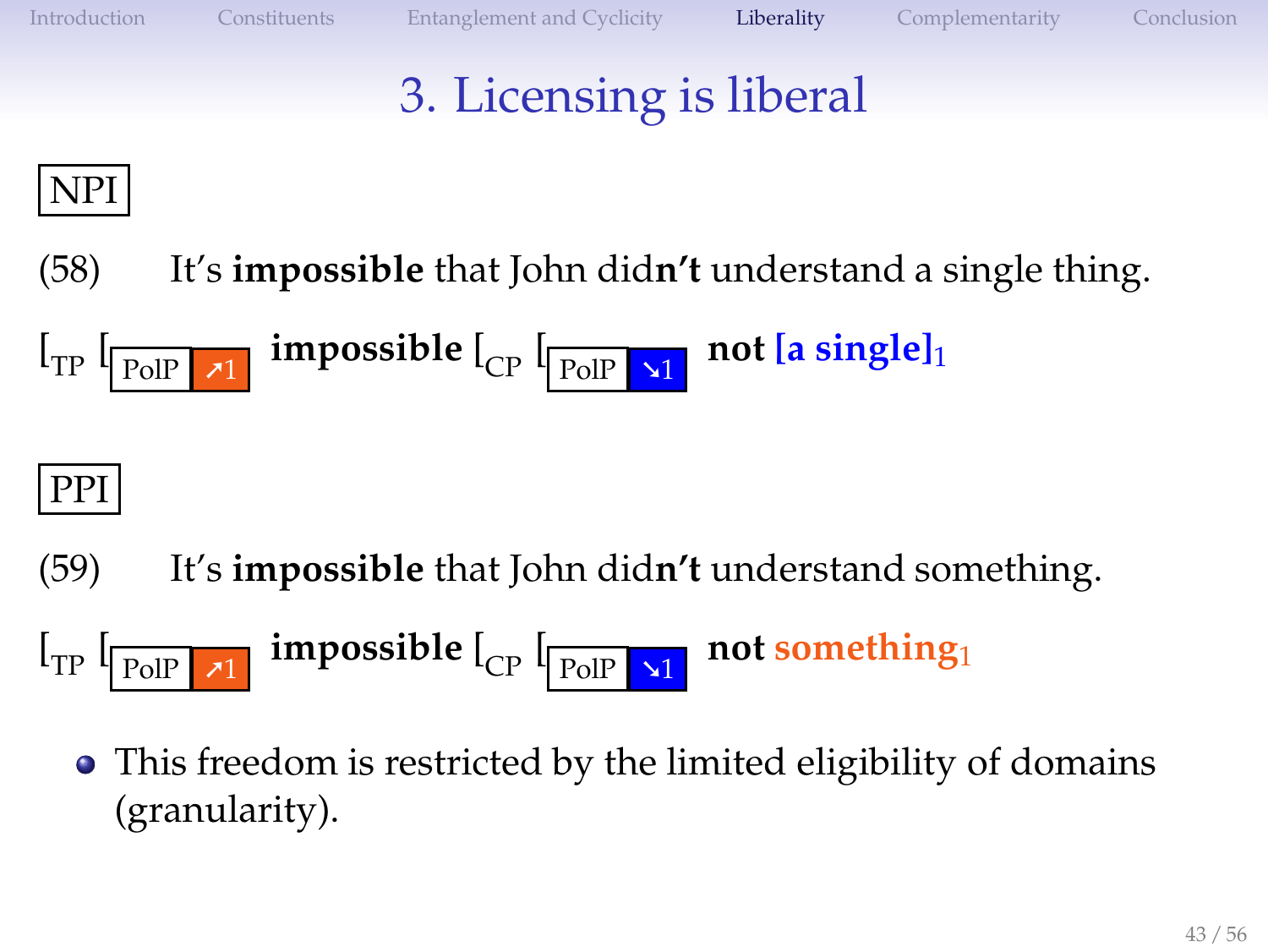# 3. Licensing is liberal

NPI

(58) It's **impossible** that John did**n't** understand a single thing.

$[_{TP}$ $[_{\text{PolP}\ \nearrow 1}$ **impossible** $[_{CP}$ $[_{\text{PolP}\ \searrow 1}$ **not [a single]$_1$**

PPI

(59) It's **impossible** that John did**n't** understand something.

$[_{TP}$ $[_{\text{PolP}\ \nearrow 1}$ **impossible** $[_{CP}$ $[_{\text{PolP}\ \searrow 1}$ **not something$_1$**

- This freedom is restricted by the limited eligibility of domains (granularity).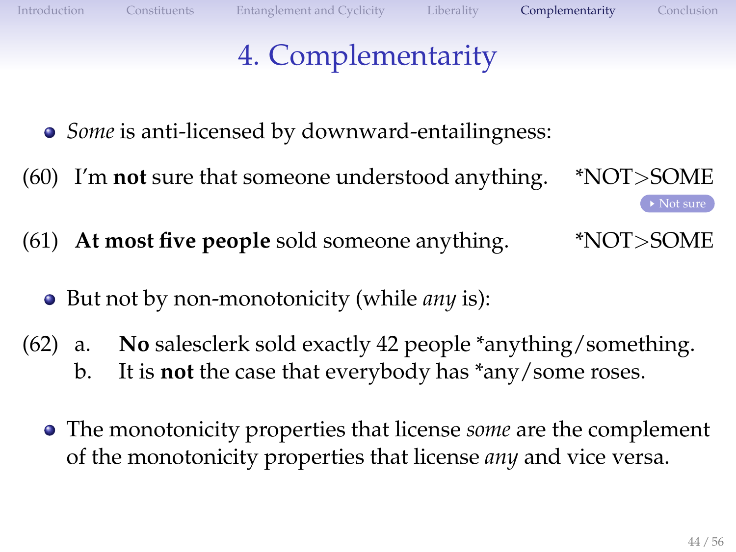# 4. Complementarity

- *Some* is anti-licensed by downward-entailingness:

(60) I'm **not** sure that someone understood anything. *NOT>SOME

Not sure

(61) **At most five people** sold someone anything. *NOT>SOME

- But not by non-monotonicity (while *any* is):

(62) a. **No** salesclerk sold exactly 42 people *anything/something.
b. It is **not** the case that everybody has *any/some roses.

- The monotonicity properties that license *some* are the complement of the monotonicity properties that license *any* and vice versa.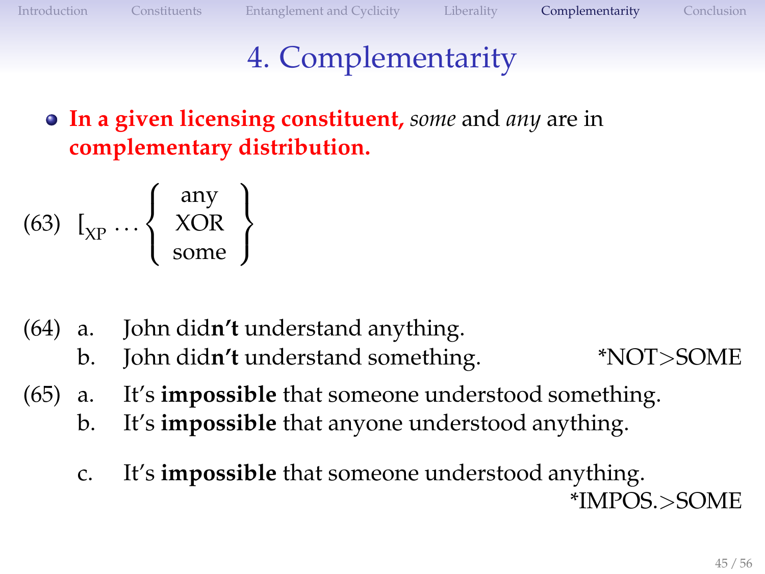# 4. Complementarity

- **In a given licensing constituent,** *some* and *any* are in **complementary distribution.**

(63) $[_{XP} \ldots \left\{ \begin{array}{c} \text{any} \\ \text{XOR} \\ \text{some} \end{array} \right\}$

(64) a. John did**n't** understand anything.
     b. John did**n't** understand something. *NOT>SOME

(65) a. It's **impossible** that someone understood something.
     b. It's **impossible** that anyone understood anything.
     c. It's **impossible** that someone understood anything. *IMPOS.>SOME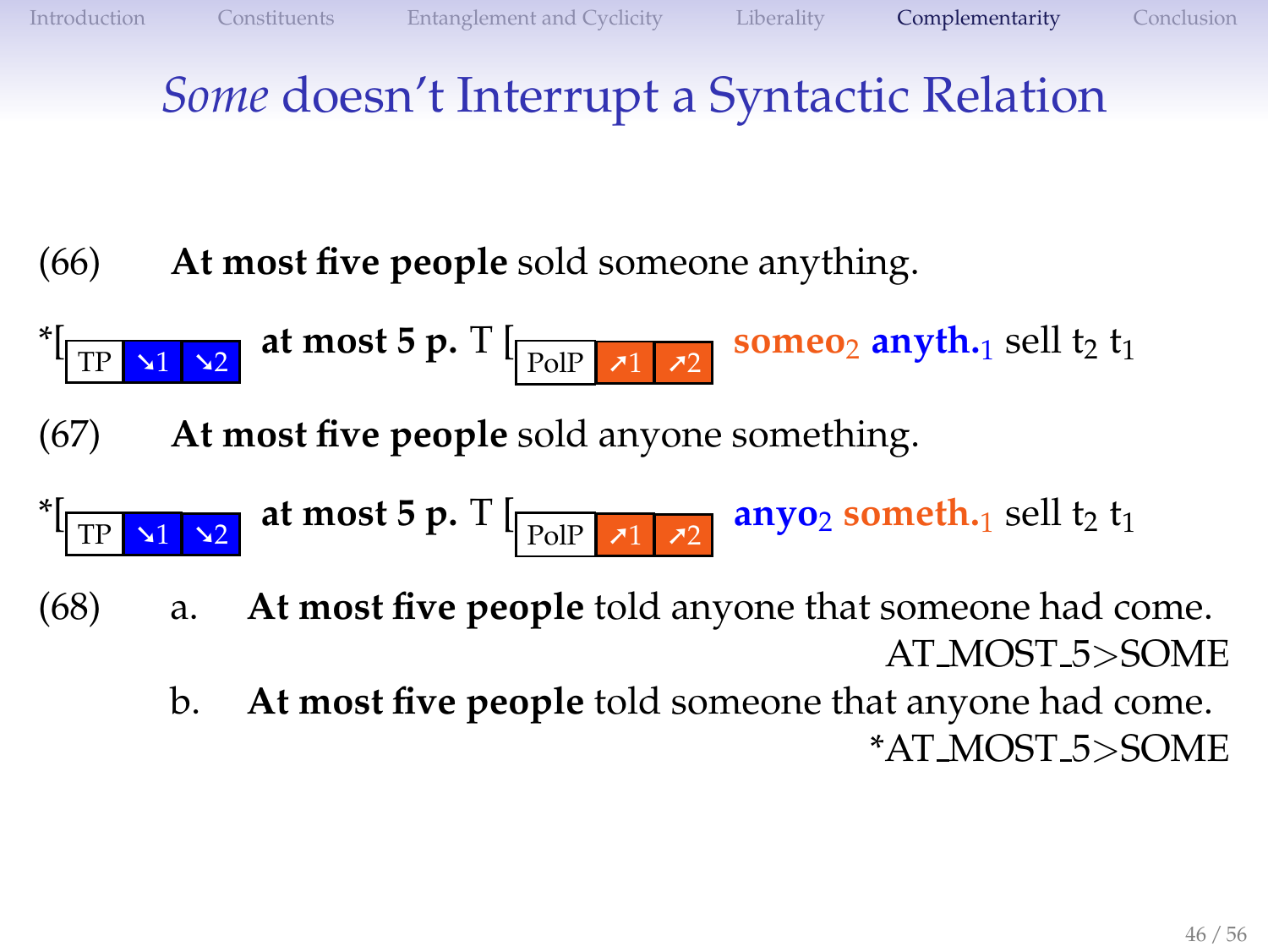# *Some* doesn't Interrupt a Syntactic Relation

(66) **At most five people** sold someone anything.

*[$_{\text{TP}}$ ↘1 ↘2 **at most 5 p.** T [$_{\text{PolP}}$ ↗1 ↗2 **someo**$_2$ **anyth.**$_1$ sell $t_2$ $t_1$

(67) **At most five people** sold anyone something.

*[$_{\text{TP}}$ ↘1 ↘2 **at most 5 p.** T [$_{\text{PolP}}$ ↗1 ↗2 **anyo**$_2$ **someth.**$_1$ sell $t_2$ $t_1$

(68)
a. **At most five people** told anyone that someone had come.
AT_MOST_5>SOME

b. **At most five people** told someone that anyone had come.
*AT_MOST_5>SOME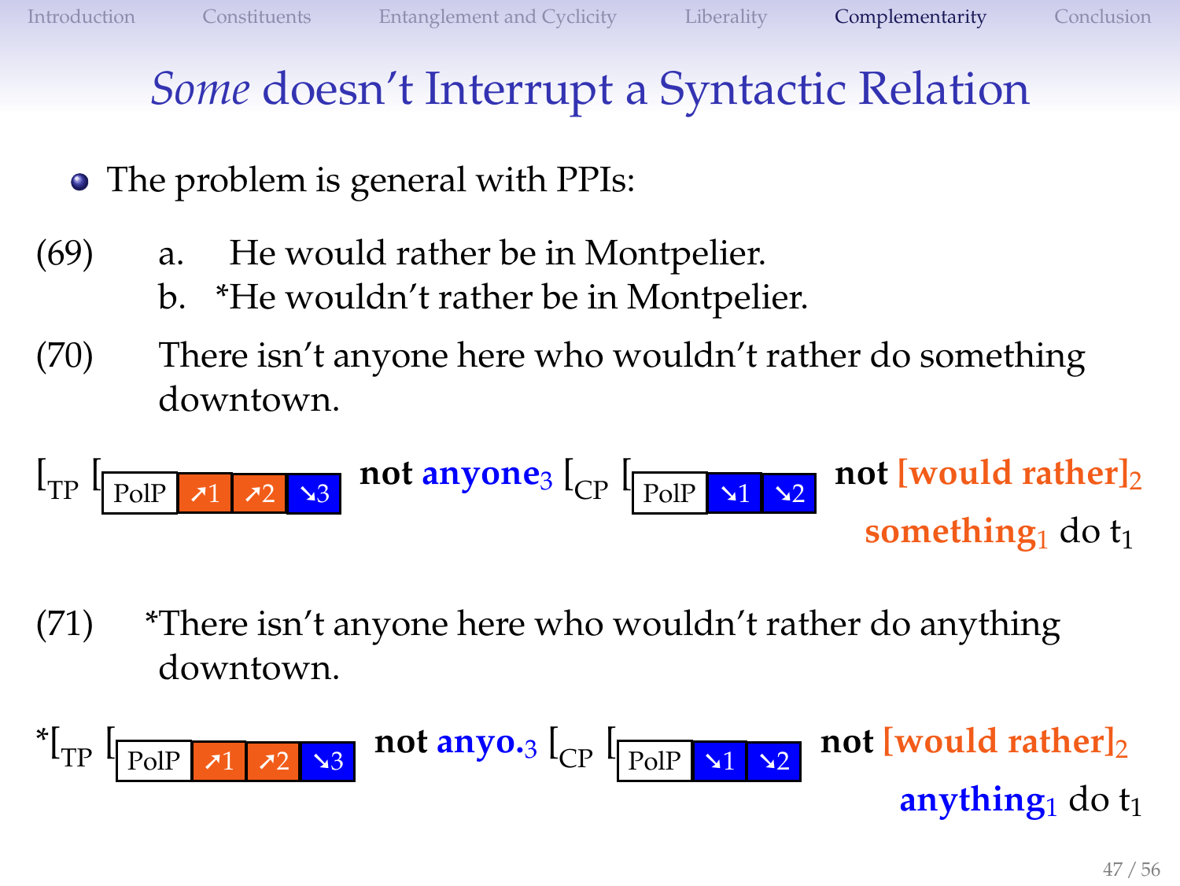# *Some* doesn't Interrupt a Syntactic Relation

- The problem is general with PPIs:

(69) a. He would rather be in Montpelier.
b. *He wouldn't rather be in Montpelier.

(70) There isn't anyone here who wouldn't rather do something downtown.

$[_{TP}$ $[_{\text{PolP}}$ ↗1 ↗2 ↘3 **not anyone**$_3$ $[_{CP}$ $[_{\text{PolP}}$ ↘1 ↘2 **not [would rather]**$_2$ **something**$_1$ do $t_1$

(71) *There isn't anyone here who wouldn't rather do anything downtown.

*$[_{TP}$ $[_{\text{PolP}}$ ↗1 ↗2 ↘3 **not anyo.**$_3$ $[_{CP}$ $[_{\text{PolP}}$ ↘1 ↘2 **not [would rather]**$_2$ **anything**$_1$ do $t_1$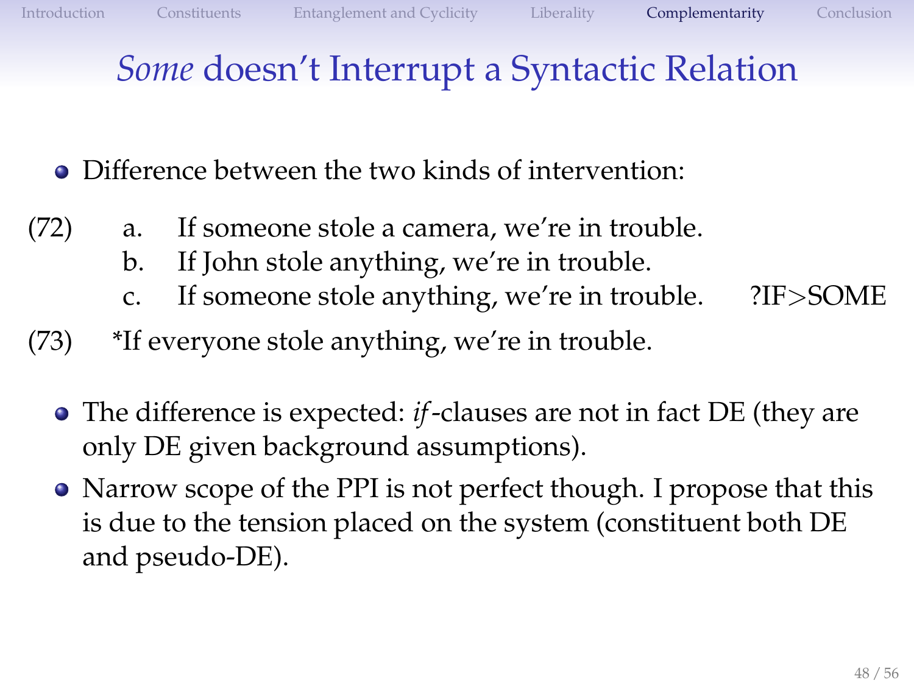# *Some* doesn't Interrupt a Syntactic Relation

- Difference between the two kinds of intervention:

(72) a. If someone stole a camera, we're in trouble.
 b. If John stole anything, we're in trouble.
 c. If someone stole anything, we're in trouble. ?IF>SOME

(73) *If everyone stole anything, we're in trouble.

- The difference is expected: *if*-clauses are not in fact DE (they are only DE given background assumptions).
- Narrow scope of the PPI is not perfect though. I propose that this is due to the tension placed on the system (constituent both DE and pseudo-DE).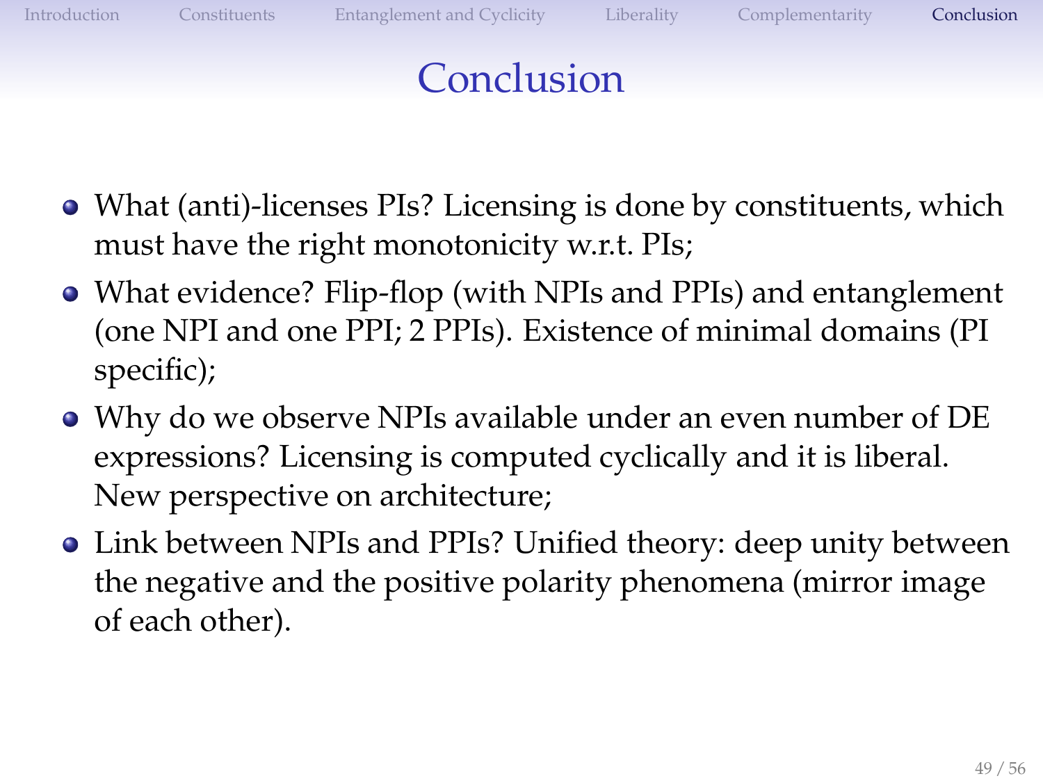# Conclusion

- What (anti)-licenses PIs? Licensing is done by constituents, which must have the right monotonicity w.r.t. PIs;
- What evidence? Flip-flop (with NPIs and PPIs) and entanglement (one NPI and one PPI; 2 PPIs). Existence of minimal domains (PI specific);
- Why do we observe NPIs available under an even number of DE expressions? Licensing is computed cyclically and it is liberal. New perspective on architecture;
- Link between NPIs and PPIs? Unified theory: deep unity between the negative and the positive polarity phenomena (mirror image of each other).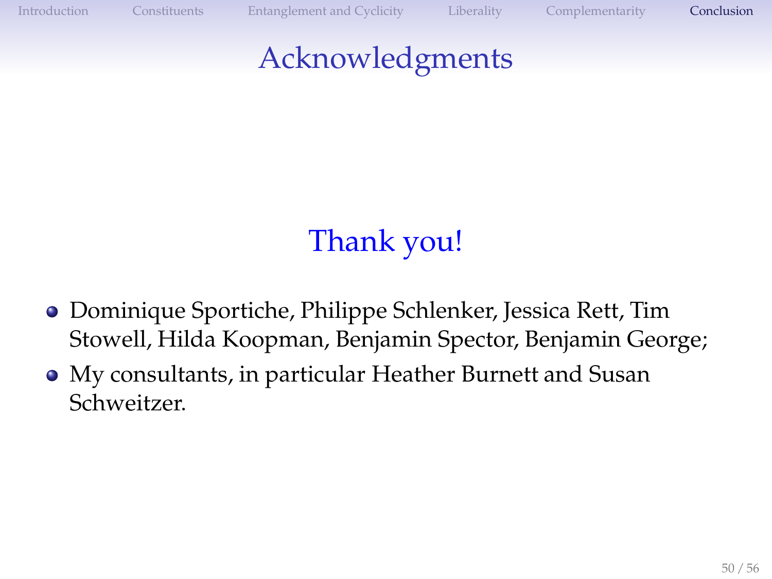# Acknowledgments

Thank you!

- Dominique Sportiche, Philippe Schlenker, Jessica Rett, Tim Stowell, Hilda Koopman, Benjamin Spector, Benjamin George;
- My consultants, in particular Heather Burnett and Susan Schweitzer.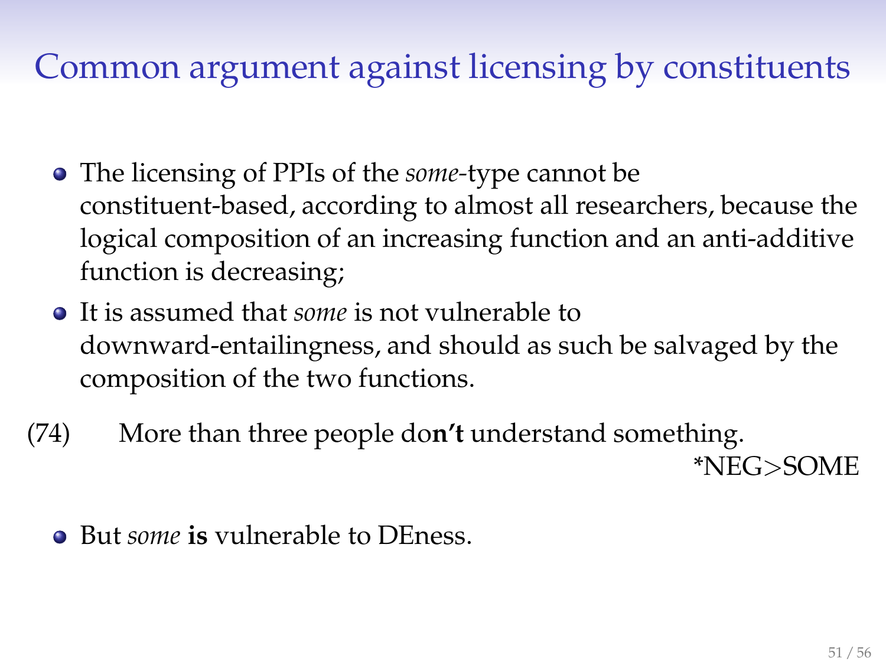# Common argument against licensing by constituents

- The licensing of PPIs of the *some*-type cannot be constituent-based, according to almost all researchers, because the logical composition of an increasing function and an anti-additive function is decreasing;
- It is assumed that *some* is not vulnerable to downward-entailingness, and should as such be salvaged by the composition of the two functions.

(74) More than three people do**n't** understand something. *NEG>SOME

- But *some* **is** vulnerable to DEness.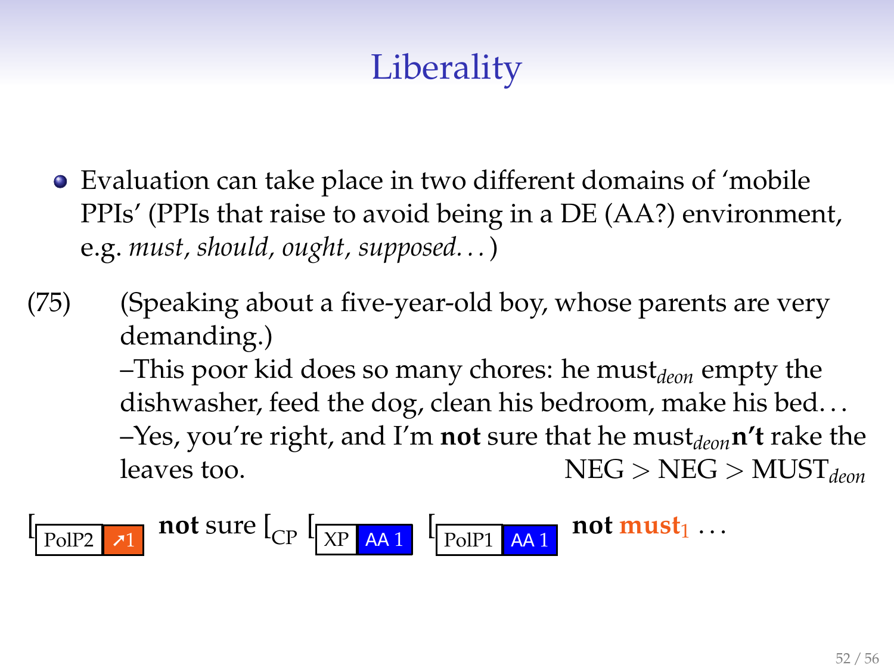# Liberality

- Evaluation can take place in two different domains of 'mobile PPIs' (PPIs that raise to avoid being in a DE (AA?) environment, e.g. *must*, *should*, *ought*, *supposed*. . . )

(75) (Speaking about a five-year-old boy, whose parents are very demanding.)
–This poor kid does so many chores: he $\text{must}_{deon}$ empty the dishwasher, feed the dog, clean his bedroom, make his bed. . .
–Yes, you're right, and I'm **not** sure that he $\text{must}_{deon}$**n't** rake the leaves too. NEG > NEG > $\text{MUST}_{deon}$

[ PolP2 ↗1 **not** sure [$_{CP}$ [ XP AA 1 [ PolP1 AA 1 **not** $\text{must}_1$ . . .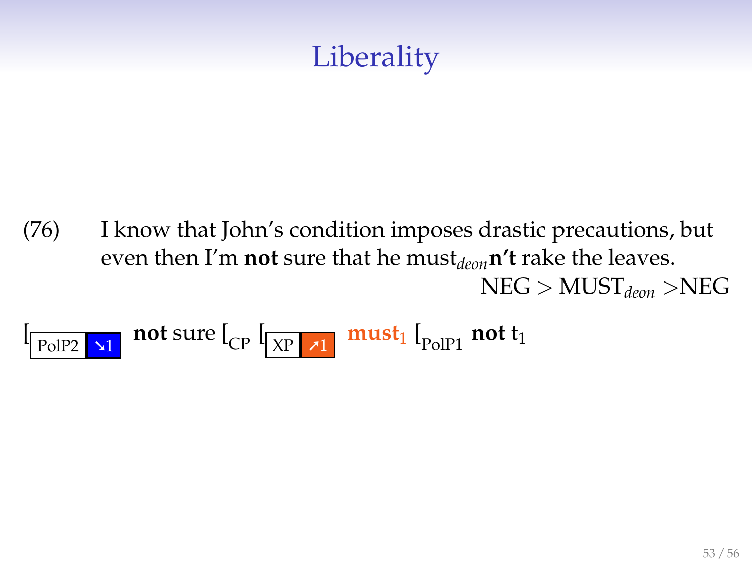# Liberality

(76) I know that John's condition imposes drastic precautions, but even then I'm **not** sure that he must$_{deon}$**n't** rake the leaves.

NEG > MUST$_{deon}$ >NEG

[$_{\text{PolP2 ↘1}}$ **not** sure [$_{\text{CP}}$ [$_{\text{XP ↗1}}$ **must**$_1$ [$_{\text{PolP1}}$ **not** t$_1$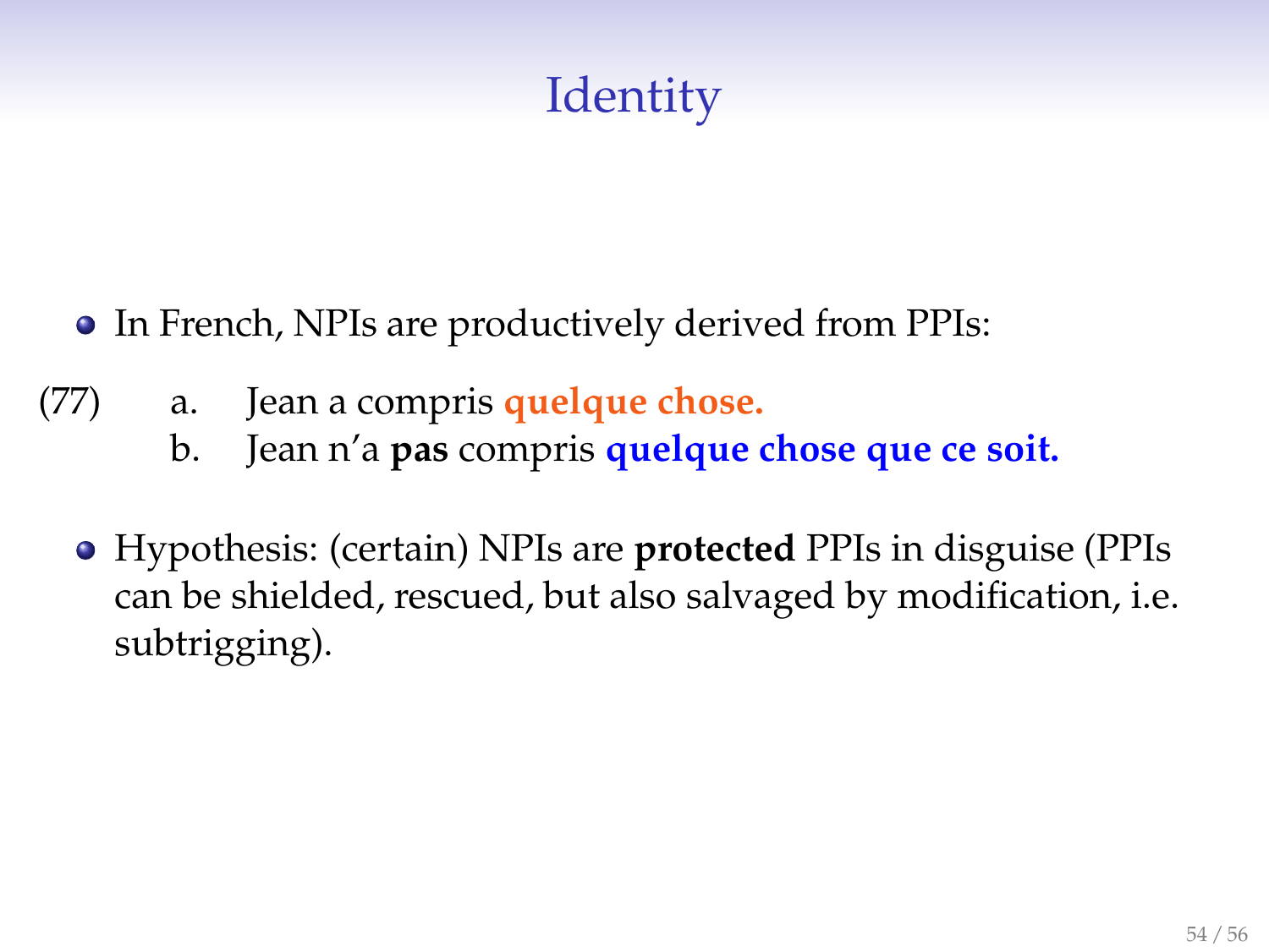# Identity

- In French, NPIs are productively derived from PPIs:

(77) a. Jean a compris **quelque chose.**
     b. Jean n'a **pas** compris **quelque chose que ce soit.**

- Hypothesis: (certain) NPIs are **protected** PPIs in disguise (PPIs can be shielded, rescued, but also salvaged by modification, i.e. subtrigging).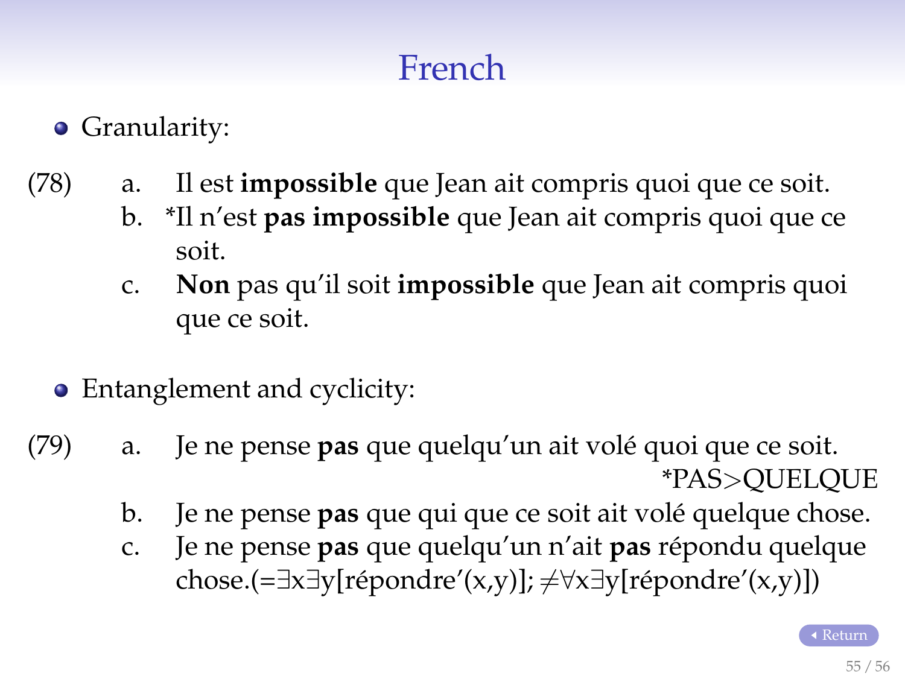# French

- Granularity:

(78)
a. Il est **impossible** que Jean ait compris quoi que ce soit.
b. *Il n'est **pas impossible** que Jean ait compris quoi que ce soit.
c. **Non** pas qu'il soit **impossible** que Jean ait compris quoi que ce soit.

- Entanglement and cyclicity:

(79)
a. Je ne pense **pas** que quelqu'un ait volé quoi que ce soit. *PAS>QUELQUE
b. Je ne pense **pas** que qui que ce soit ait volé quelque chose.
c. Je ne pense **pas** que quelqu'un n'ait **pas** répondu quelque chose.(= $\exists x \exists y$[répondre'(x,y)]; $\neq \forall x \exists y$[répondre'(x,y)])

Return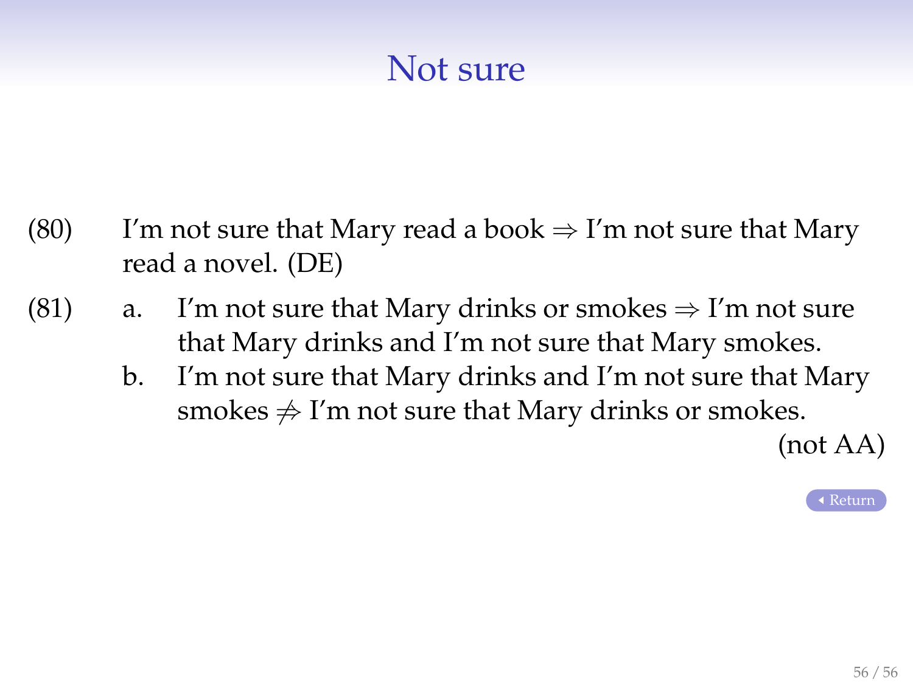# Not sure

(80) I'm not sure that Mary read a book $\Rightarrow$ I'm not sure that Mary read a novel. (DE)

(81) a. I'm not sure that Mary drinks or smokes $\Rightarrow$ I'm not sure that Mary drinks and I'm not sure that Mary smokes.

b. I'm not sure that Mary drinks and I'm not sure that Mary smokes $\not\Rightarrow$ I'm not sure that Mary drinks or smokes.

(not AA)

Return